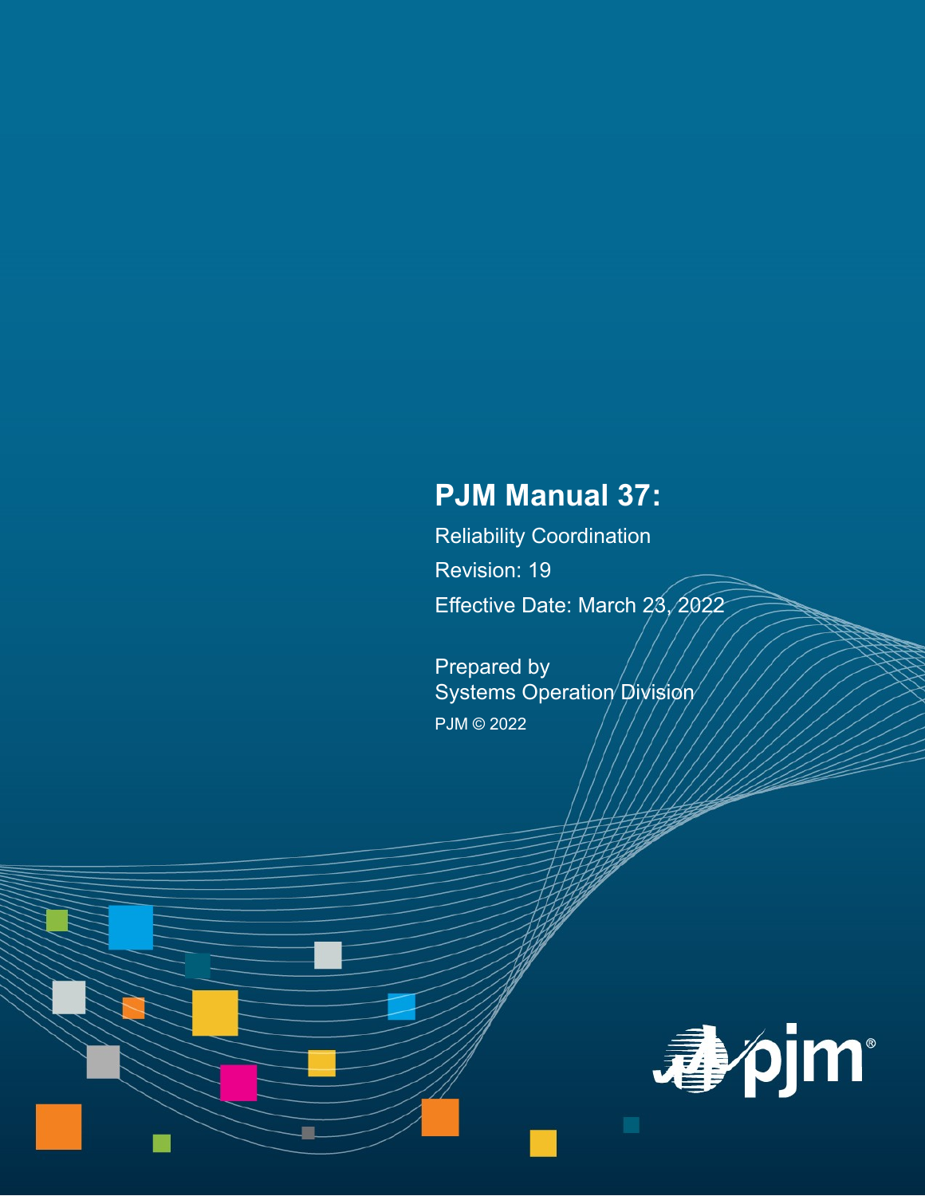# PJM Manual 37:

Reliability Coordination

Revision: 19

Effective Date: March 23, 2022

Prepared by
Systems Operation Division

PJM © 2022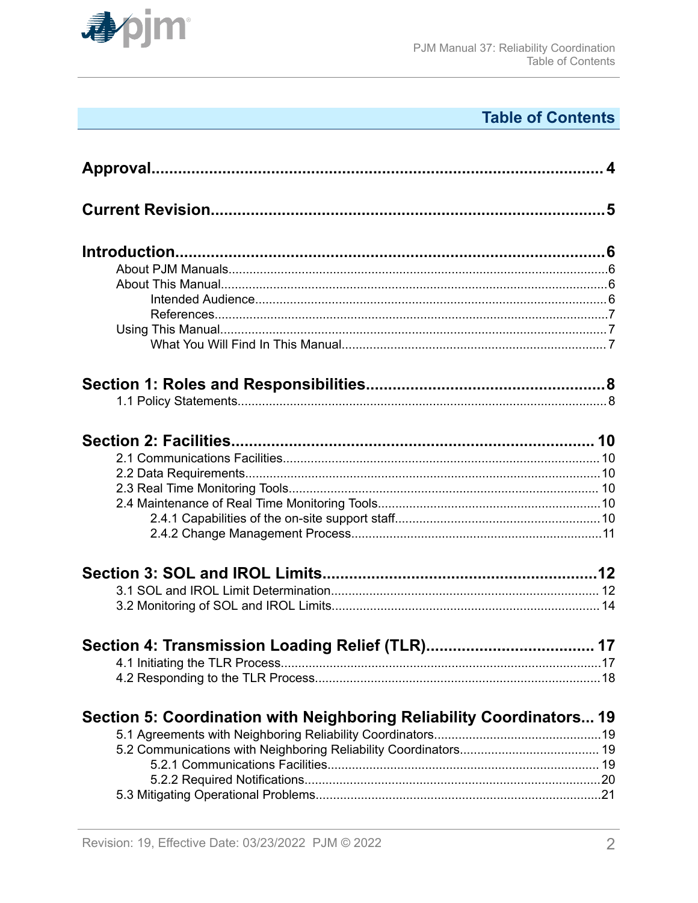# Table of Contents

**Approval** ..... 4

**Current Revision** ..... 5

**Introduction** ..... 6

- About PJM Manuals ..... 6
- About This Manual ..... 6
  - Intended Audience ..... 6
  - References ..... 7
- Using This Manual ..... 7
  - What You Will Find In This Manual ..... 7

**Section 1: Roles and Responsibilities** ..... 8

- 1.1 Policy Statements ..... 8

**Section 2: Facilities** ..... 10

- 2.1 Communications Facilities ..... 10
- 2.2 Data Requirements ..... 10
- 2.3 Real Time Monitoring Tools ..... 10
- 2.4 Maintenance of Real Time Monitoring Tools ..... 10
  - 2.4.1 Capabilities of the on-site support staff ..... 10
  - 2.4.2 Change Management Process ..... 11

**Section 3: SOL and IROL Limits** ..... 12

- 3.1 SOL and IROL Limit Determination ..... 12
- 3.2 Monitoring of SOL and IROL Limits ..... 14

**Section 4: Transmission Loading Relief (TLR)** ..... 17

- 4.1 Initiating the TLR Process ..... 17
- 4.2 Responding to the TLR Process ..... 18

**Section 5: Coordination with Neighboring Reliability Coordinators** ..... 19

- 5.1 Agreements with Neighboring Reliability Coordinators ..... 19
- 5.2 Communications with Neighboring Reliability Coordinators ..... 19
  - 5.2.1 Communications Facilities ..... 19
  - 5.2.2 Required Notifications ..... 20
- 5.3 Mitigating Operational Problems ..... 21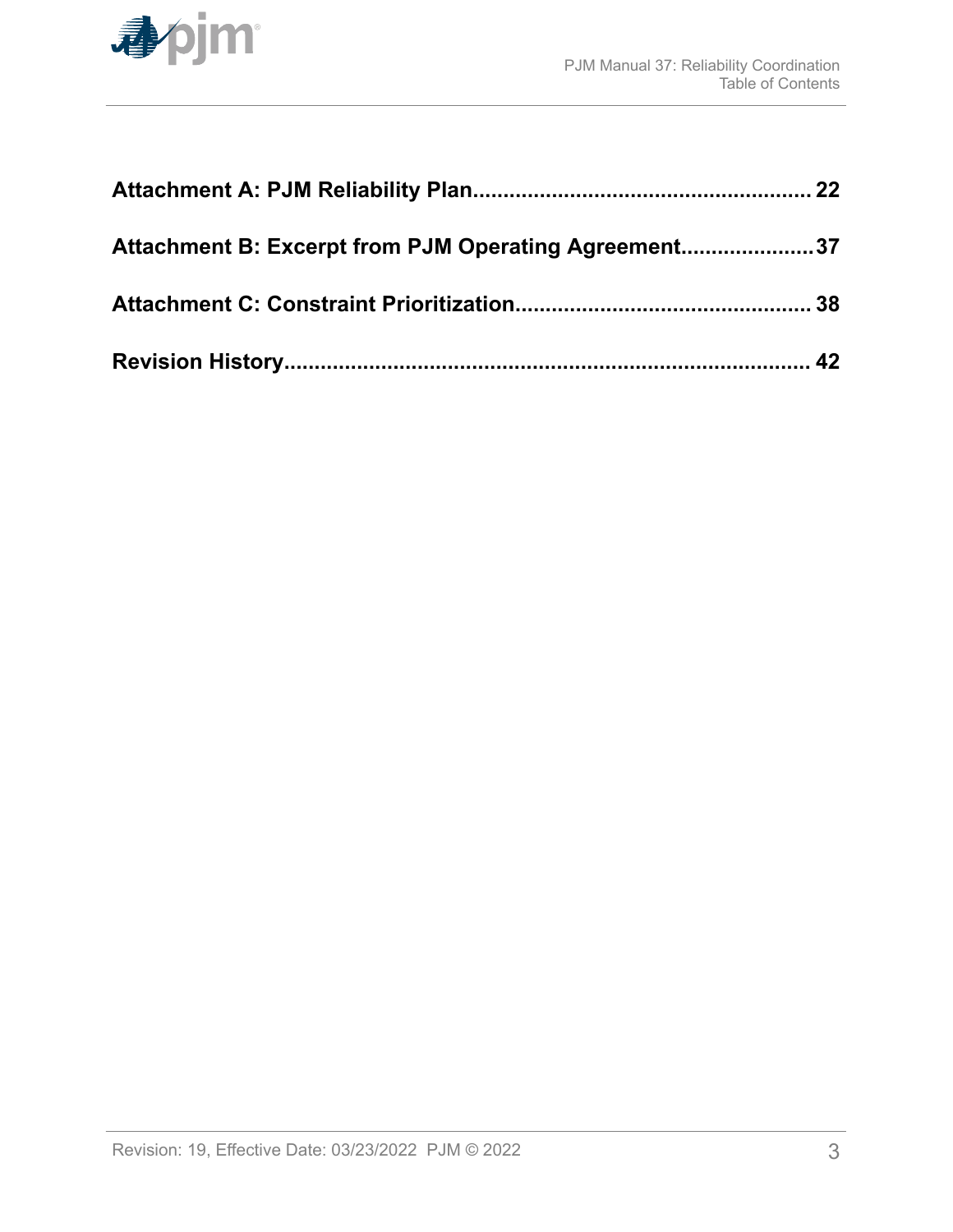**Attachment A: PJM Reliability Plan........................................................ 22**

**Attachment B: Excerpt from PJM Operating Agreement......................37**

**Attachment C: Constraint Prioritization................................................. 38**

**Revision History........................................................................................ 42**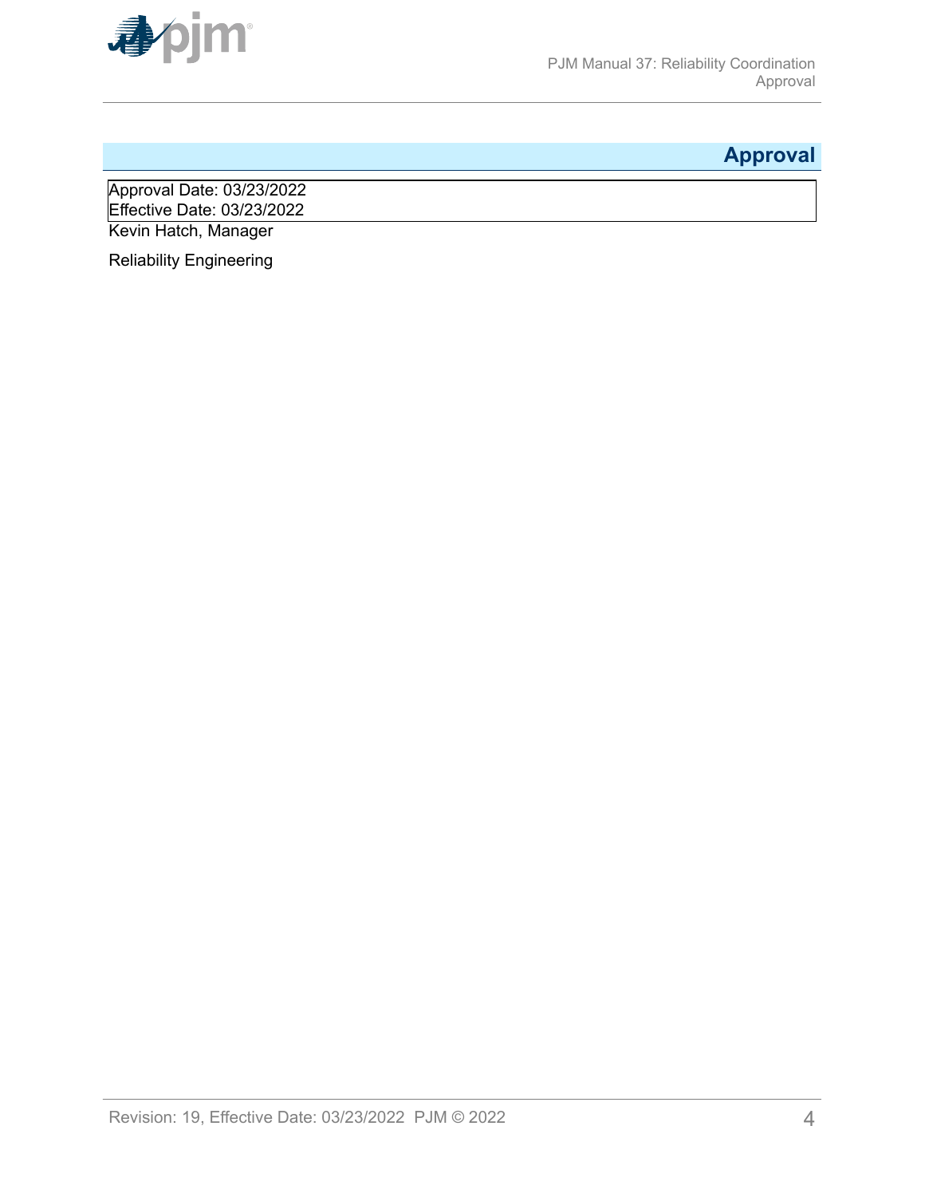# Approval

Approval Date: 03/23/2022
Effective Date: 03/23/2022

Kevin Hatch, Manager

Reliability Engineering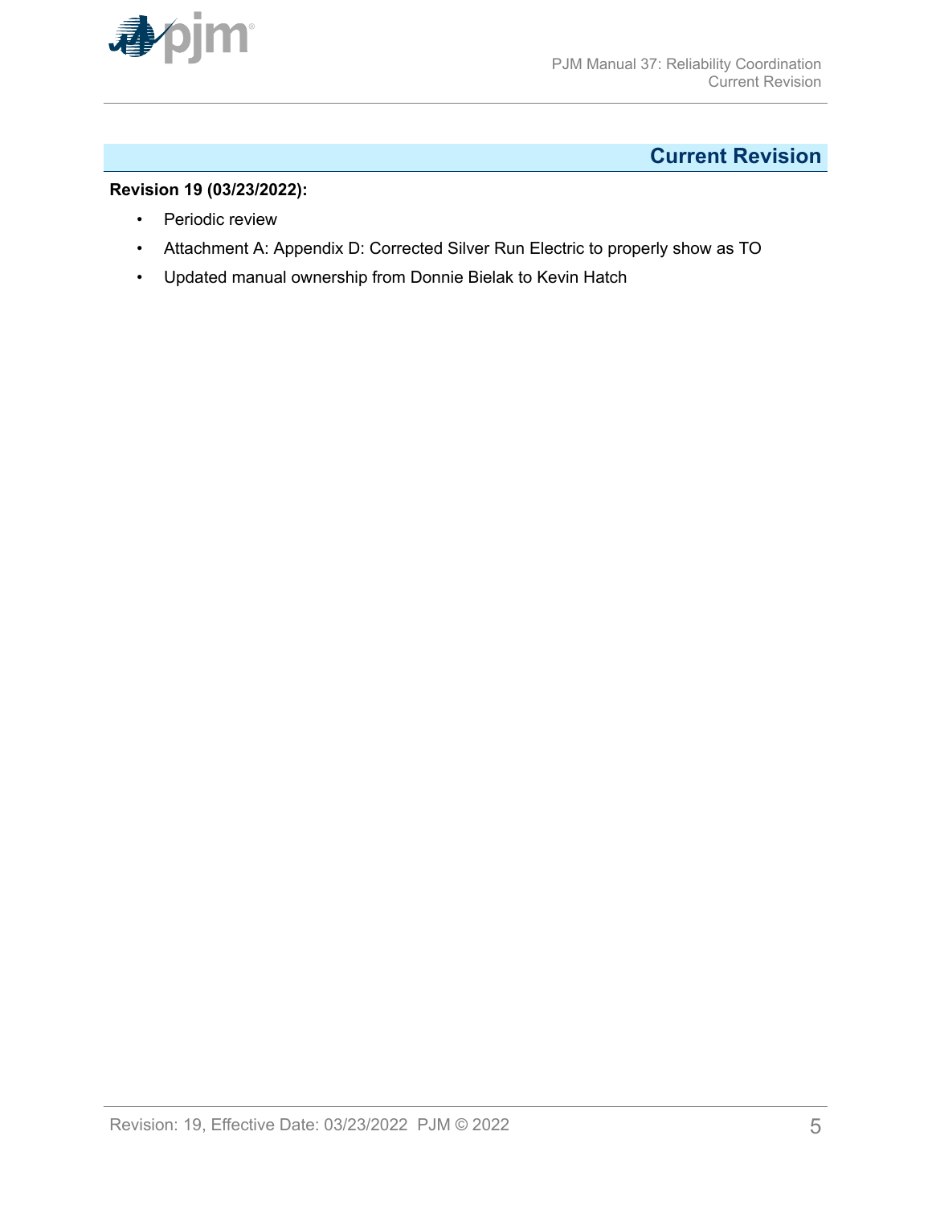## Current Revision

**Revision 19 (03/23/2022):**

- Periodic review
- Attachment A: Appendix D: Corrected Silver Run Electric to properly show as TO
- Updated manual ownership from Donnie Bielak to Kevin Hatch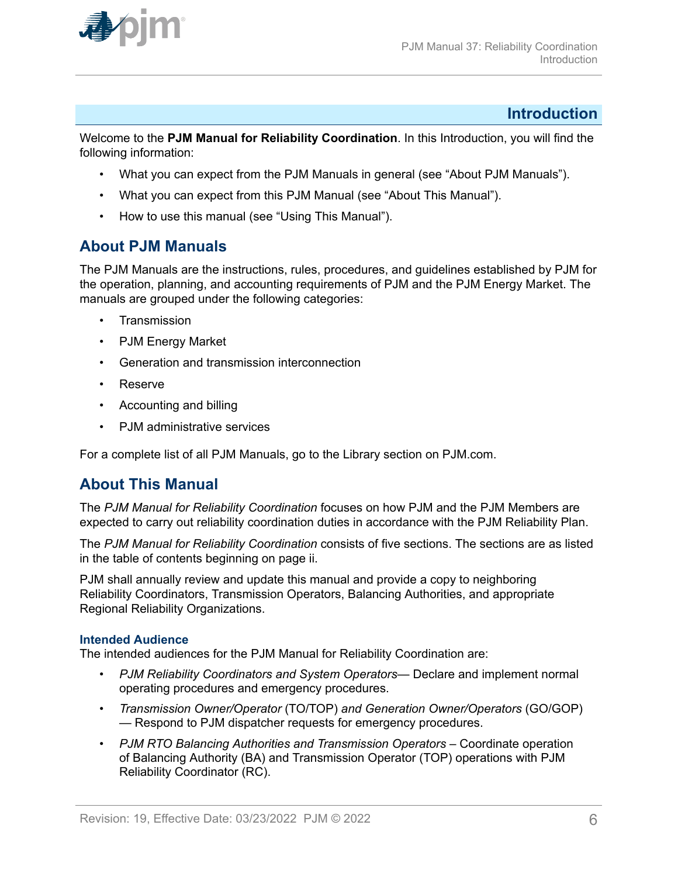# Introduction

Welcome to the **PJM Manual for Reliability Coordination**. In this Introduction, you will find the following information:

- What you can expect from the PJM Manuals in general (see "About PJM Manuals").
- What you can expect from this PJM Manual (see "About This Manual").
- How to use this manual (see "Using This Manual").

## About PJM Manuals

The PJM Manuals are the instructions, rules, procedures, and guidelines established by PJM for the operation, planning, and accounting requirements of PJM and the PJM Energy Market. The manuals are grouped under the following categories:

- Transmission
- PJM Energy Market
- Generation and transmission interconnection
- Reserve
- Accounting and billing
- PJM administrative services

For a complete list of all PJM Manuals, go to the Library section on PJM.com.

## About This Manual

The *PJM Manual for Reliability Coordination* focuses on how PJM and the PJM Members are expected to carry out reliability coordination duties in accordance with the PJM Reliability Plan.

The *PJM Manual for Reliability Coordination* consists of five sections. The sections are as listed in the table of contents beginning on page ii.

PJM shall annually review and update this manual and provide a copy to neighboring Reliability Coordinators, Transmission Operators, Balancing Authorities, and appropriate Regional Reliability Organizations.

### Intended Audience

The intended audiences for the PJM Manual for Reliability Coordination are:

- *PJM Reliability Coordinators and System Operators*— Declare and implement normal operating procedures and emergency procedures.
- *Transmission Owner/Operator* (TO/TOP) *and Generation Owner/Operators* (GO/GOP) — Respond to PJM dispatcher requests for emergency procedures.
- *PJM RTO Balancing Authorities and Transmission Operators* – Coordinate operation of Balancing Authority (BA) and Transmission Operator (TOP) operations with PJM Reliability Coordinator (RC).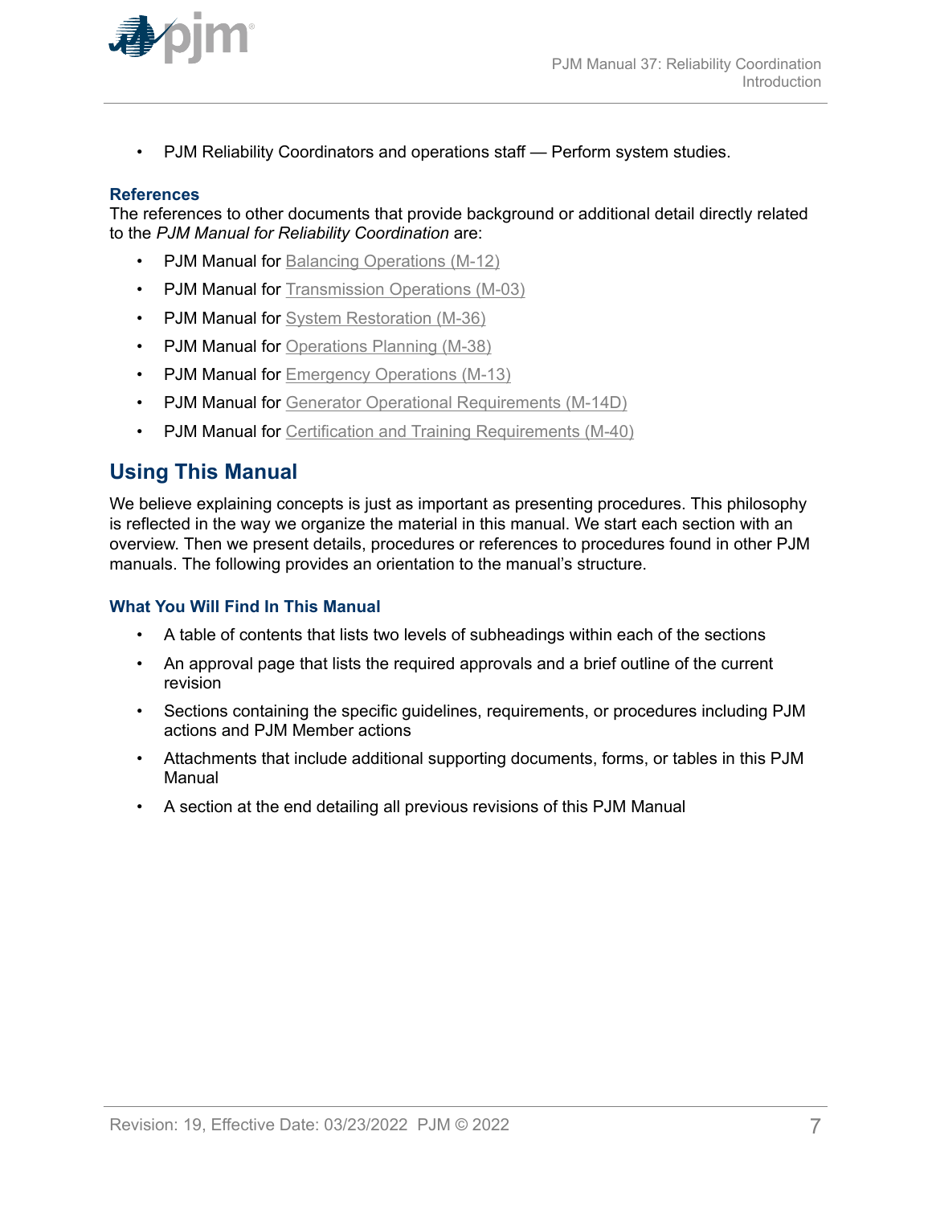- PJM Reliability Coordinators and operations staff — Perform system studies.

### References

The references to other documents that provide background or additional detail directly related to the *PJM Manual for Reliability Coordination* are:

- PJM Manual for Balancing Operations (M-12)
- PJM Manual for Transmission Operations (M-03)
- PJM Manual for System Restoration (M-36)
- PJM Manual for Operations Planning (M-38)
- PJM Manual for Emergency Operations (M-13)
- PJM Manual for Generator Operational Requirements (M-14D)
- PJM Manual for Certification and Training Requirements (M-40)

## Using This Manual

We believe explaining concepts is just as important as presenting procedures. This philosophy is reflected in the way we organize the material in this manual. We start each section with an overview. Then we present details, procedures or references to procedures found in other PJM manuals. The following provides an orientation to the manual's structure.

### What You Will Find In This Manual

- A table of contents that lists two levels of subheadings within each of the sections
- An approval page that lists the required approvals and a brief outline of the current revision
- Sections containing the specific guidelines, requirements, or procedures including PJM actions and PJM Member actions
- Attachments that include additional supporting documents, forms, or tables in this PJM Manual
- A section at the end detailing all previous revisions of this PJM Manual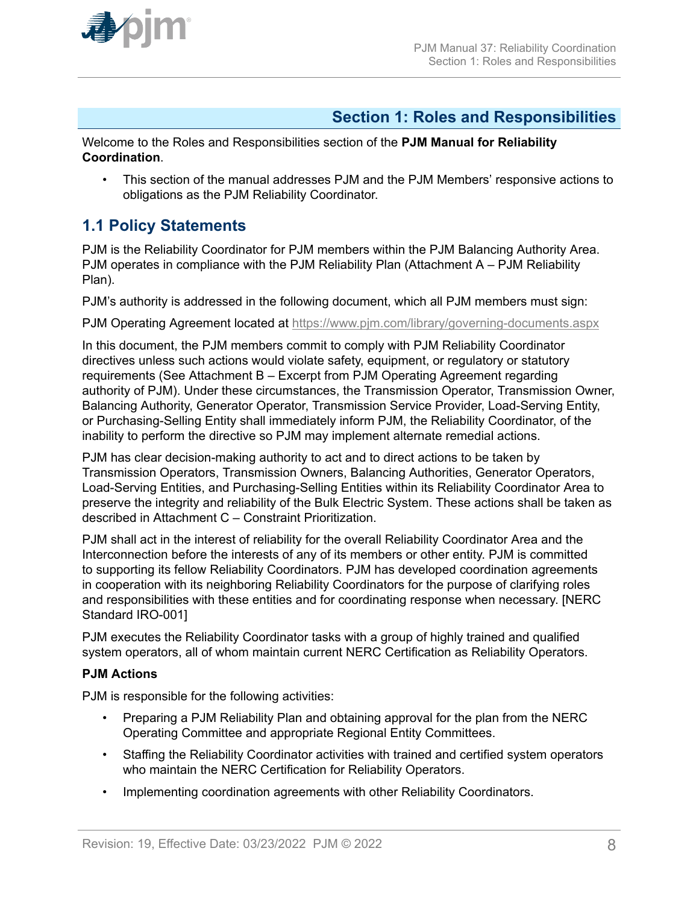# Section 1: Roles and Responsibilities

Welcome to the Roles and Responsibilities section of the **PJM Manual for Reliability Coordination**.

- This section of the manual addresses PJM and the PJM Members' responsive actions to obligations as the PJM Reliability Coordinator.

## 1.1 Policy Statements

PJM is the Reliability Coordinator for PJM members within the PJM Balancing Authority Area. PJM operates in compliance with the PJM Reliability Plan (Attachment A – PJM Reliability Plan).

PJM's authority is addressed in the following document, which all PJM members must sign:

PJM Operating Agreement located at https://www.pjm.com/library/governing-documents.aspx

In this document, the PJM members commit to comply with PJM Reliability Coordinator directives unless such actions would violate safety, equipment, or regulatory or statutory requirements (See Attachment B – Excerpt from PJM Operating Agreement regarding authority of PJM). Under these circumstances, the Transmission Operator, Transmission Owner, Balancing Authority, Generator Operator, Transmission Service Provider, Load-Serving Entity, or Purchasing-Selling Entity shall immediately inform PJM, the Reliability Coordinator, of the inability to perform the directive so PJM may implement alternate remedial actions.

PJM has clear decision-making authority to act and to direct actions to be taken by Transmission Operators, Transmission Owners, Balancing Authorities, Generator Operators, Load-Serving Entities, and Purchasing-Selling Entities within its Reliability Coordinator Area to preserve the integrity and reliability of the Bulk Electric System. These actions shall be taken as described in Attachment C – Constraint Prioritization.

PJM shall act in the interest of reliability for the overall Reliability Coordinator Area and the Interconnection before the interests of any of its members or other entity. PJM is committed to supporting its fellow Reliability Coordinators. PJM has developed coordination agreements in cooperation with its neighboring Reliability Coordinators for the purpose of clarifying roles and responsibilities with these entities and for coordinating response when necessary. [NERC Standard IRO-001]

PJM executes the Reliability Coordinator tasks with a group of highly trained and qualified system operators, all of whom maintain current NERC Certification as Reliability Operators.

**PJM Actions**

PJM is responsible for the following activities:

- Preparing a PJM Reliability Plan and obtaining approval for the plan from the NERC Operating Committee and appropriate Regional Entity Committees.
- Staffing the Reliability Coordinator activities with trained and certified system operators who maintain the NERC Certification for Reliability Operators.
- Implementing coordination agreements with other Reliability Coordinators.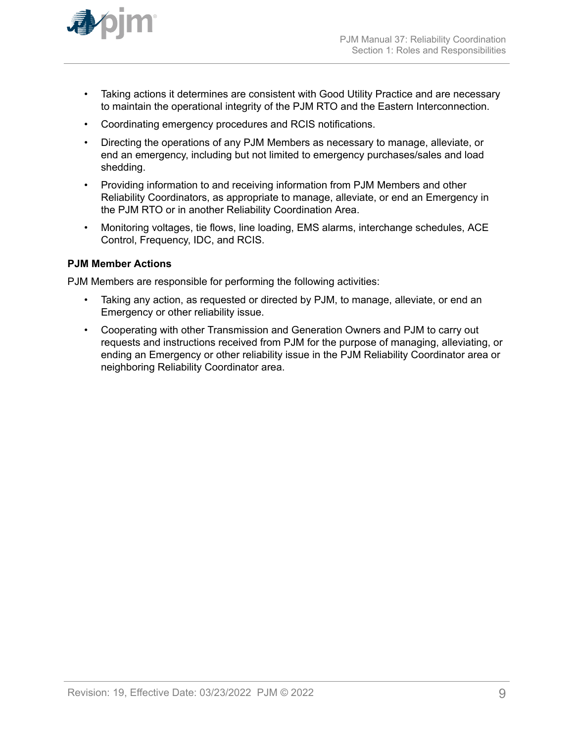- Taking actions it determines are consistent with Good Utility Practice and are necessary to maintain the operational integrity of the PJM RTO and the Eastern Interconnection.
- Coordinating emergency procedures and RCIS notifications.
- Directing the operations of any PJM Members as necessary to manage, alleviate, or end an emergency, including but not limited to emergency purchases/sales and load shedding.
- Providing information to and receiving information from PJM Members and other Reliability Coordinators, as appropriate to manage, alleviate, or end an Emergency in the PJM RTO or in another Reliability Coordination Area.
- Monitoring voltages, tie flows, line loading, EMS alarms, interchange schedules, ACE Control, Frequency, IDC, and RCIS.

**PJM Member Actions**

PJM Members are responsible for performing the following activities:

- Taking any action, as requested or directed by PJM, to manage, alleviate, or end an Emergency or other reliability issue.
- Cooperating with other Transmission and Generation Owners and PJM to carry out requests and instructions received from PJM for the purpose of managing, alleviating, or ending an Emergency or other reliability issue in the PJM Reliability Coordinator area or neighboring Reliability Coordinator area.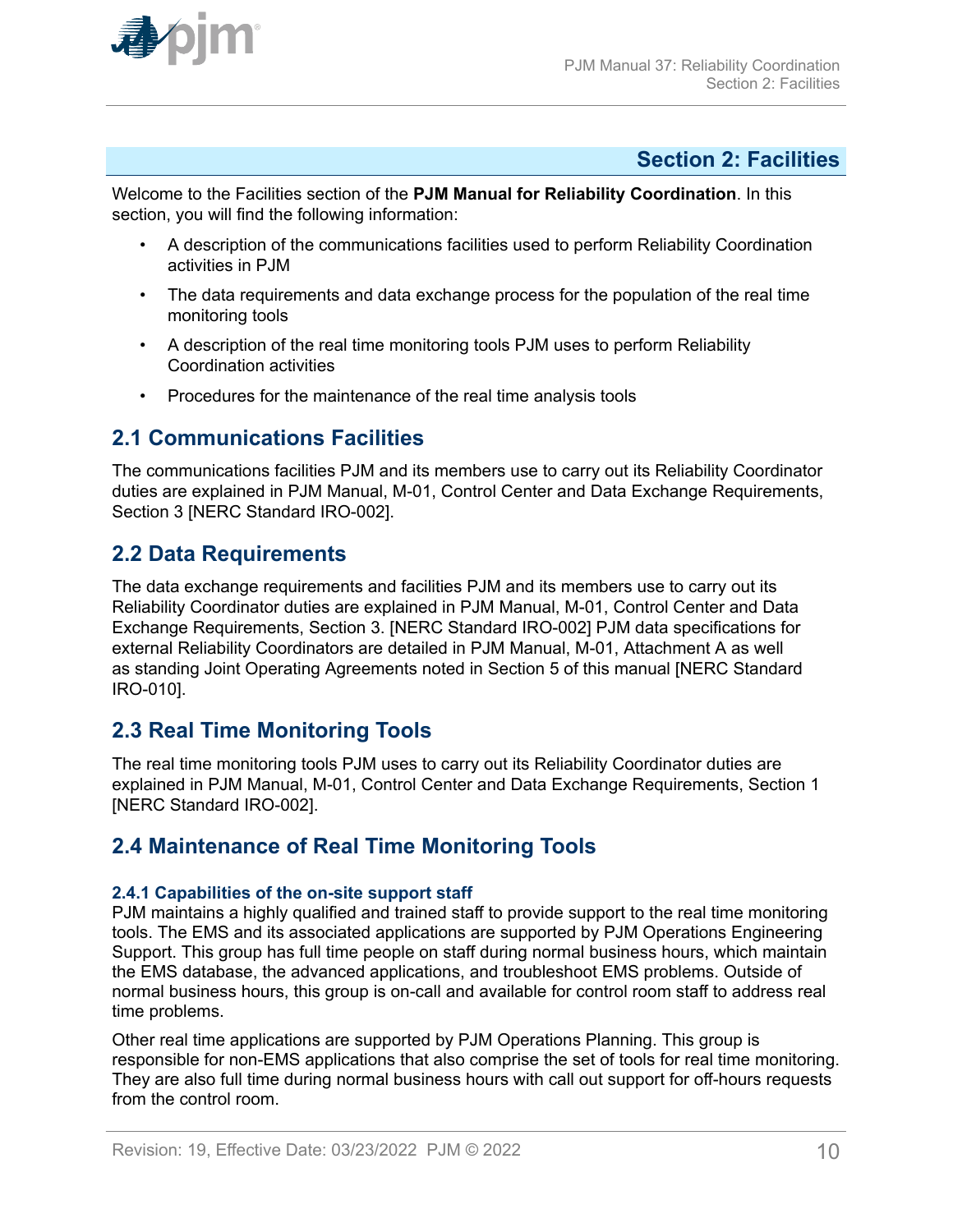# Section 2: Facilities

Welcome to the Facilities section of the **PJM Manual for Reliability Coordination**. In this section, you will find the following information:

- A description of the communications facilities used to perform Reliability Coordination activities in PJM
- The data requirements and data exchange process for the population of the real time monitoring tools
- A description of the real time monitoring tools PJM uses to perform Reliability Coordination activities
- Procedures for the maintenance of the real time analysis tools

## 2.1 Communications Facilities

The communications facilities PJM and its members use to carry out its Reliability Coordinator duties are explained in PJM Manual, M-01, Control Center and Data Exchange Requirements, Section 3 [NERC Standard IRO-002].

## 2.2 Data Requirements

The data exchange requirements and facilities PJM and its members use to carry out its Reliability Coordinator duties are explained in PJM Manual, M-01, Control Center and Data Exchange Requirements, Section 3. [NERC Standard IRO-002] PJM data specifications for external Reliability Coordinators are detailed in PJM Manual, M-01, Attachment A as well as standing Joint Operating Agreements noted in Section 5 of this manual [NERC Standard IRO-010].

## 2.3 Real Time Monitoring Tools

The real time monitoring tools PJM uses to carry out its Reliability Coordinator duties are explained in PJM Manual, M-01, Control Center and Data Exchange Requirements, Section 1 [NERC Standard IRO-002].

## 2.4 Maintenance of Real Time Monitoring Tools

### 2.4.1 Capabilities of the on-site support staff

PJM maintains a highly qualified and trained staff to provide support to the real time monitoring tools. The EMS and its associated applications are supported by PJM Operations Engineering Support. This group has full time people on staff during normal business hours, which maintain the EMS database, the advanced applications, and troubleshoot EMS problems. Outside of normal business hours, this group is on-call and available for control room staff to address real time problems.

Other real time applications are supported by PJM Operations Planning. This group is responsible for non-EMS applications that also comprise the set of tools for real time monitoring. They are also full time during normal business hours with call out support for off-hours requests from the control room.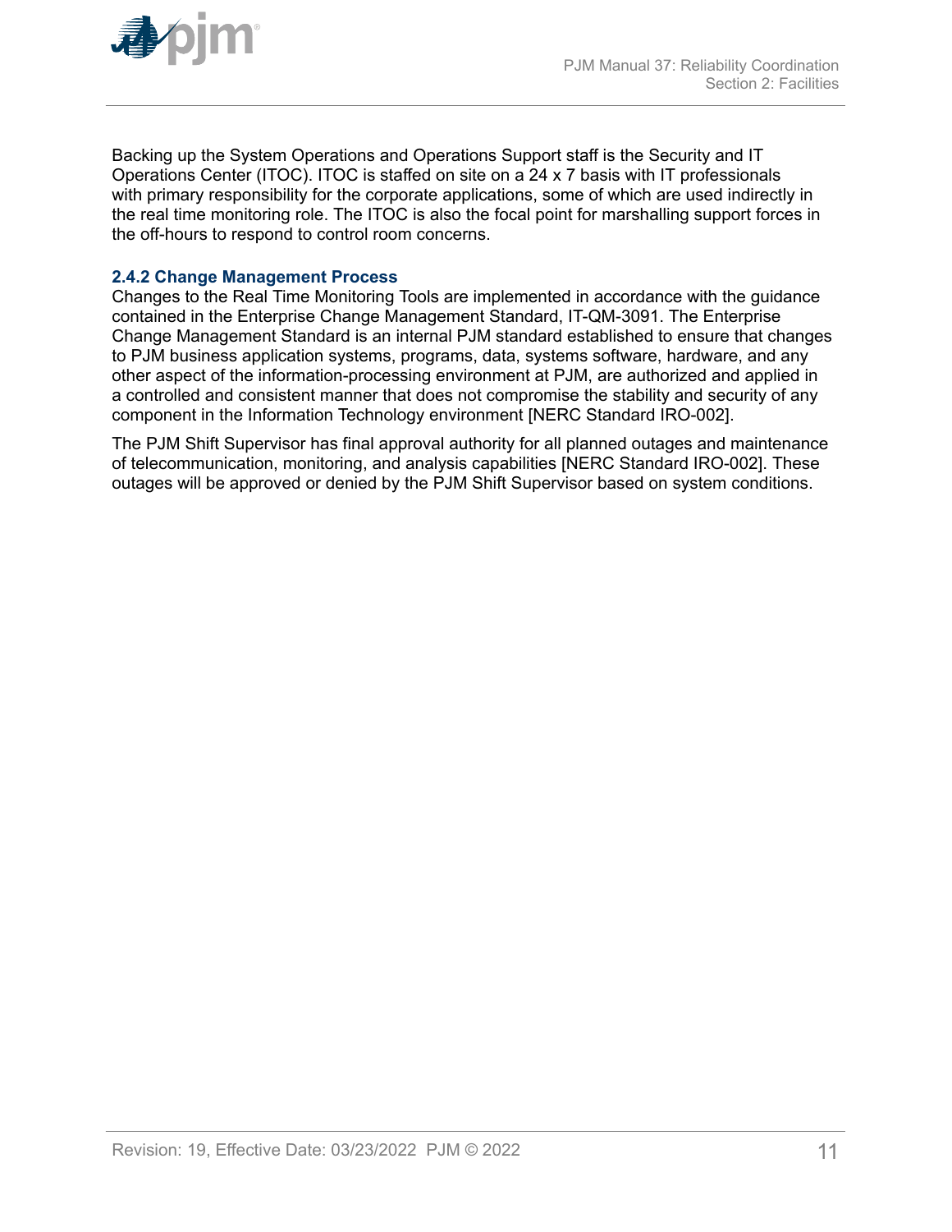Backing up the System Operations and Operations Support staff is the Security and IT Operations Center (ITOC). ITOC is staffed on site on a 24 x 7 basis with IT professionals with primary responsibility for the corporate applications, some of which are used indirectly in the real time monitoring role. The ITOC is also the focal point for marshalling support forces in the off-hours to respond to control room concerns.

### 2.4.2 Change Management Process

Changes to the Real Time Monitoring Tools are implemented in accordance with the guidance contained in the Enterprise Change Management Standard, IT-QM-3091. The Enterprise Change Management Standard is an internal PJM standard established to ensure that changes to PJM business application systems, programs, data, systems software, hardware, and any other aspect of the information-processing environment at PJM, are authorized and applied in a controlled and consistent manner that does not compromise the stability and security of any component in the Information Technology environment [NERC Standard IRO-002].

The PJM Shift Supervisor has final approval authority for all planned outages and maintenance of telecommunication, monitoring, and analysis capabilities [NERC Standard IRO-002]. These outages will be approved or denied by the PJM Shift Supervisor based on system conditions.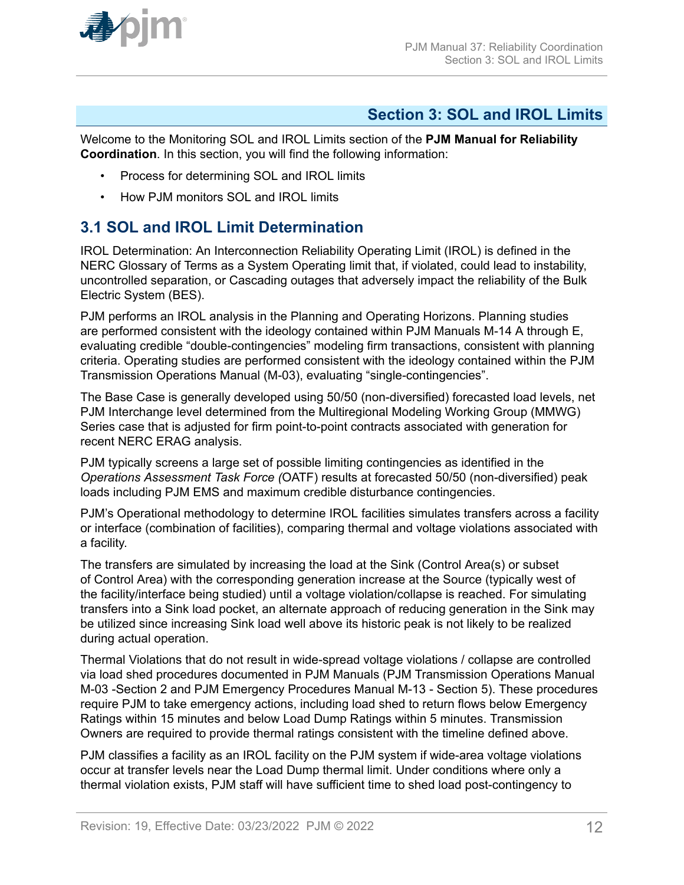# Section 3: SOL and IROL Limits

Welcome to the Monitoring SOL and IROL Limits section of the **PJM Manual for Reliability Coordination**. In this section, you will find the following information:

- Process for determining SOL and IROL limits
- How PJM monitors SOL and IROL limits

## 3.1 SOL and IROL Limit Determination

IROL Determination: An Interconnection Reliability Operating Limit (IROL) is defined in the NERC Glossary of Terms as a System Operating limit that, if violated, could lead to instability, uncontrolled separation, or Cascading outages that adversely impact the reliability of the Bulk Electric System (BES).

PJM performs an IROL analysis in the Planning and Operating Horizons. Planning studies are performed consistent with the ideology contained within PJM Manuals M-14 A through E, evaluating credible "double-contingencies" modeling firm transactions, consistent with planning criteria. Operating studies are performed consistent with the ideology contained within the PJM Transmission Operations Manual (M-03), evaluating "single-contingencies".

The Base Case is generally developed using 50/50 (non-diversified) forecasted load levels, net PJM Interchange level determined from the Multiregional Modeling Working Group (MMWG) Series case that is adjusted for firm point-to-point contracts associated with generation for recent NERC ERAG analysis.

PJM typically screens a large set of possible limiting contingencies as identified in the *Operations Assessment Task Force (*OATF) results at forecasted 50/50 (non-diversified) peak loads including PJM EMS and maximum credible disturbance contingencies.

PJM's Operational methodology to determine IROL facilities simulates transfers across a facility or interface (combination of facilities), comparing thermal and voltage violations associated with a facility.

The transfers are simulated by increasing the load at the Sink (Control Area(s) or subset of Control Area) with the corresponding generation increase at the Source (typically west of the facility/interface being studied) until a voltage violation/collapse is reached. For simulating transfers into a Sink load pocket, an alternate approach of reducing generation in the Sink may be utilized since increasing Sink load well above its historic peak is not likely to be realized during actual operation.

Thermal Violations that do not result in wide-spread voltage violations / collapse are controlled via load shed procedures documented in PJM Manuals (PJM Transmission Operations Manual M-03 -Section 2 and PJM Emergency Procedures Manual M-13 - Section 5). These procedures require PJM to take emergency actions, including load shed to return flows below Emergency Ratings within 15 minutes and below Load Dump Ratings within 5 minutes. Transmission Owners are required to provide thermal ratings consistent with the timeline defined above.

PJM classifies a facility as an IROL facility on the PJM system if wide-area voltage violations occur at transfer levels near the Load Dump thermal limit. Under conditions where only a thermal violation exists, PJM staff will have sufficient time to shed load post-contingency to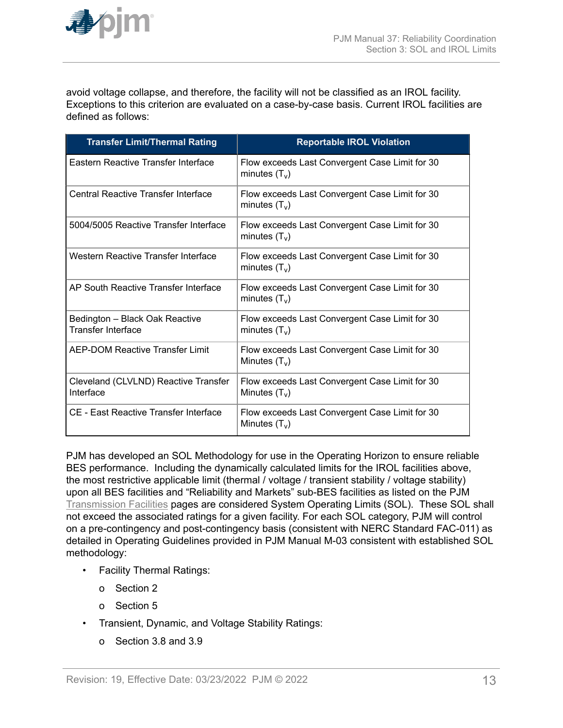avoid voltage collapse, and therefore, the facility will not be classified as an IROL facility. Exceptions to this criterion are evaluated on a case-by-case basis. Current IROL facilities are defined as follows:

| Transfer Limit/Thermal Rating | Reportable IROL Violation |
|---|---|
| Eastern Reactive Transfer Interface | Flow exceeds Last Convergent Case Limit for 30 minutes ($T_v$) |
| Central Reactive Transfer Interface | Flow exceeds Last Convergent Case Limit for 30 minutes ($T_v$) |
| 5004/5005 Reactive Transfer Interface | Flow exceeds Last Convergent Case Limit for 30 minutes ($T_v$) |
| Western Reactive Transfer Interface | Flow exceeds Last Convergent Case Limit for 30 minutes ($T_v$) |
| AP South Reactive Transfer Interface | Flow exceeds Last Convergent Case Limit for 30 minutes ($T_v$) |
| Bedington – Black Oak Reactive Transfer Interface | Flow exceeds Last Convergent Case Limit for 30 minutes ($T_v$) |
| AEP-DOM Reactive Transfer Limit | Flow exceeds Last Convergent Case Limit for 30 Minutes ($T_v$) |
| Cleveland (CLVLND) Reactive Transfer Interface | Flow exceeds Last Convergent Case Limit for 30 Minutes ($T_v$) |
| CE - East Reactive Transfer Interface | Flow exceeds Last Convergent Case Limit for 30 Minutes ($T_v$) |

PJM has developed an SOL Methodology for use in the Operating Horizon to ensure reliable BES performance. Including the dynamically calculated limits for the IROL facilities above, the most restrictive applicable limit (thermal / voltage / transient stability / voltage stability) upon all BES facilities and "Reliability and Markets" sub-BES facilities as listed on the PJM Transmission Facilities pages are considered System Operating Limits (SOL). These SOL shall not exceed the associated ratings for a given facility. For each SOL category, PJM will control on a pre-contingency and post-contingency basis (consistent with NERC Standard FAC-011) as detailed in Operating Guidelines provided in PJM Manual M-03 consistent with established SOL methodology:

- Facility Thermal Ratings:
  - Section 2
  - Section 5
- Transient, Dynamic, and Voltage Stability Ratings:
  - Section 3.8 and 3.9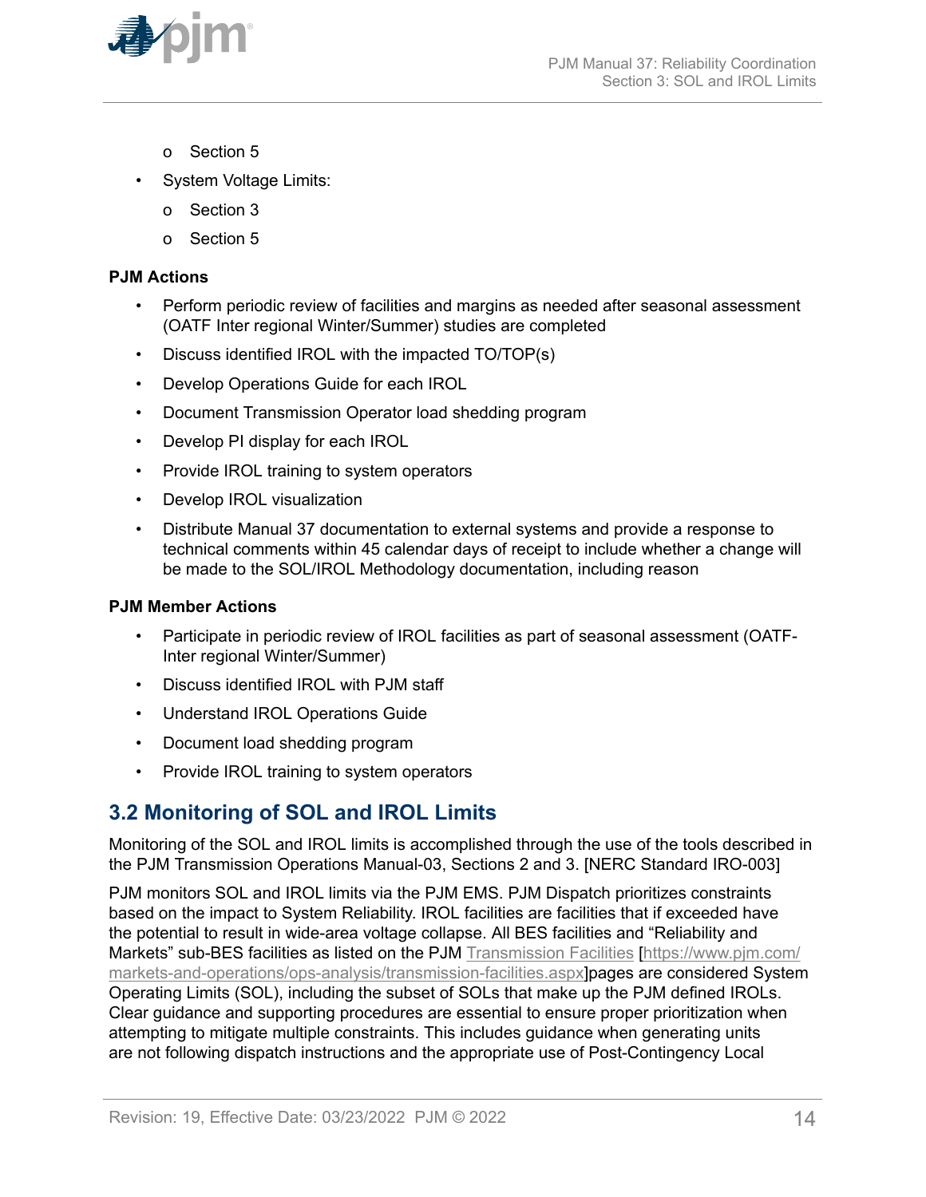- Section 5
- System Voltage Limits:
  - Section 3
  - Section 5

**PJM Actions**

- Perform periodic review of facilities and margins as needed after seasonal assessment (OATF Inter regional Winter/Summer) studies are completed
- Discuss identified IROL with the impacted TO/TOP(s)
- Develop Operations Guide for each IROL
- Document Transmission Operator load shedding program
- Develop PI display for each IROL
- Provide IROL training to system operators
- Develop IROL visualization
- Distribute Manual 37 documentation to external systems and provide a response to technical comments within 45 calendar days of receipt to include whether a change will be made to the SOL/IROL Methodology documentation, including reason

**PJM Member Actions**

- Participate in periodic review of IROL facilities as part of seasonal assessment (OATF-Inter regional Winter/Summer)
- Discuss identified IROL with PJM staff
- Understand IROL Operations Guide
- Document load shedding program
- Provide IROL training to system operators

## 3.2 Monitoring of SOL and IROL Limits

Monitoring of the SOL and IROL limits is accomplished through the use of the tools described in the PJM Transmission Operations Manual-03, Sections 2 and 3. [NERC Standard IRO-003]

PJM monitors SOL and IROL limits via the PJM EMS. PJM Dispatch prioritizes constraints based on the impact to System Reliability. IROL facilities are facilities that if exceeded have the potential to result in wide-area voltage collapse. All BES facilities and "Reliability and Markets" sub-BES facilities as listed on the PJM Transmission Facilities [https://www.pjm.com/markets-and-operations/ops-analysis/transmission-facilities.aspx]pages are considered System Operating Limits (SOL), including the subset of SOLs that make up the PJM defined IROLs. Clear guidance and supporting procedures are essential to ensure proper prioritization when attempting to mitigate multiple constraints. This includes guidance when generating units are not following dispatch instructions and the appropriate use of Post-Contingency Local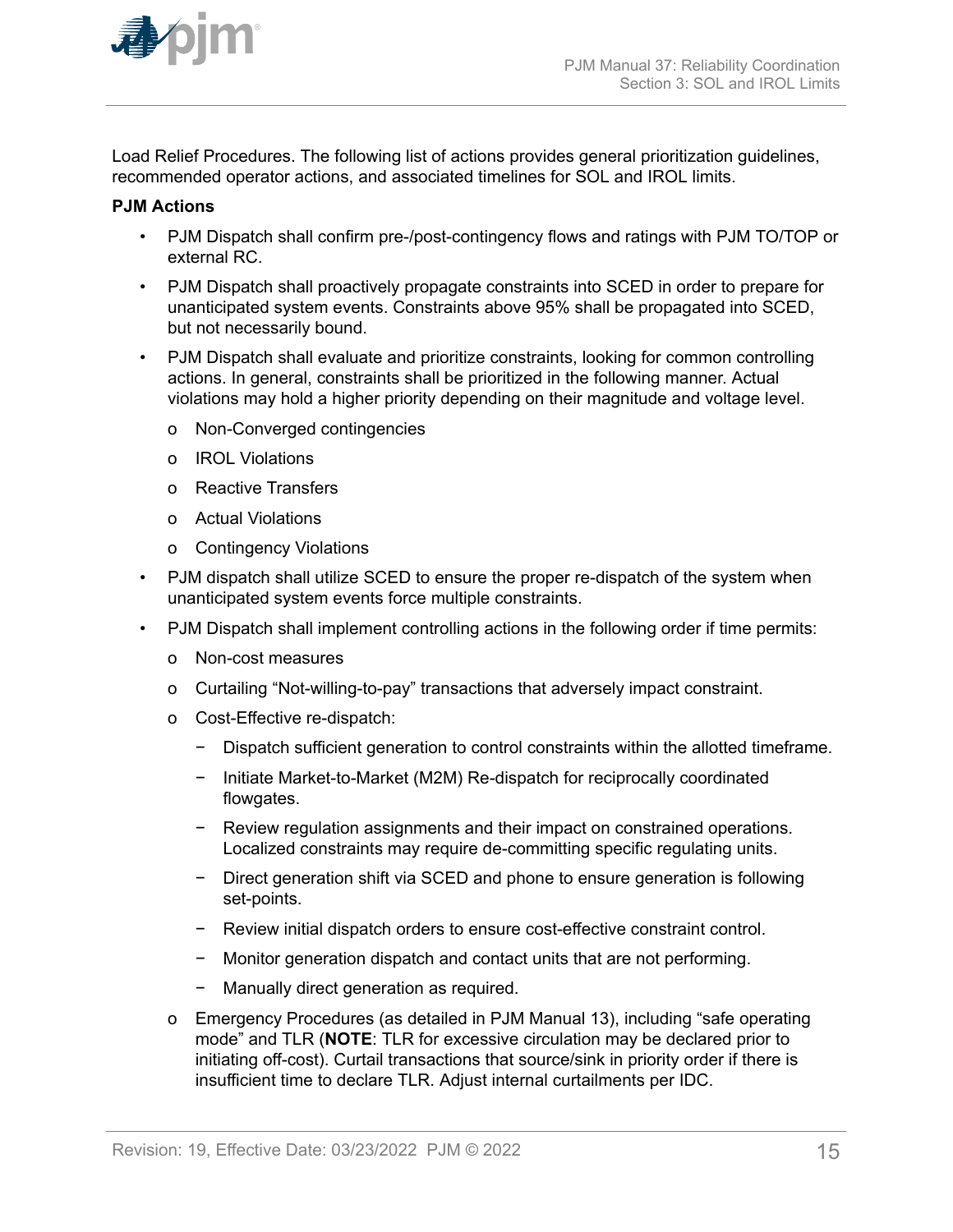Load Relief Procedures. The following list of actions provides general prioritization guidelines, recommended operator actions, and associated timelines for SOL and IROL limits.

**PJM Actions**

- PJM Dispatch shall confirm pre-/post-contingency flows and ratings with PJM TO/TOP or external RC.
- PJM Dispatch shall proactively propagate constraints into SCED in order to prepare for unanticipated system events. Constraints above 95% shall be propagated into SCED, but not necessarily bound.
- PJM Dispatch shall evaluate and prioritize constraints, looking for common controlling actions. In general, constraints shall be prioritized in the following manner. Actual violations may hold a higher priority depending on their magnitude and voltage level.
  - Non-Converged contingencies
  - IROL Violations
  - Reactive Transfers
  - Actual Violations
  - Contingency Violations
- PJM dispatch shall utilize SCED to ensure the proper re-dispatch of the system when unanticipated system events force multiple constraints.
- PJM Dispatch shall implement controlling actions in the following order if time permits:
  - Non-cost measures
  - Curtailing “Not-willing-to-pay” transactions that adversely impact constraint.
  - Cost-Effective re-dispatch:
    - Dispatch sufficient generation to control constraints within the allotted timeframe.
    - Initiate Market-to-Market (M2M) Re-dispatch for reciprocally coordinated flowgates.
    - Review regulation assignments and their impact on constrained operations. Localized constraints may require de-committing specific regulating units.
    - Direct generation shift via SCED and phone to ensure generation is following set-points.
    - Review initial dispatch orders to ensure cost-effective constraint control.
    - Monitor generation dispatch and contact units that are not performing.
    - Manually direct generation as required.
  - Emergency Procedures (as detailed in PJM Manual 13), including “safe operating mode” and TLR (**NOTE**: TLR for excessive circulation may be declared prior to initiating off-cost). Curtail transactions that source/sink in priority order if there is insufficient time to declare TLR. Adjust internal curtailments per IDC.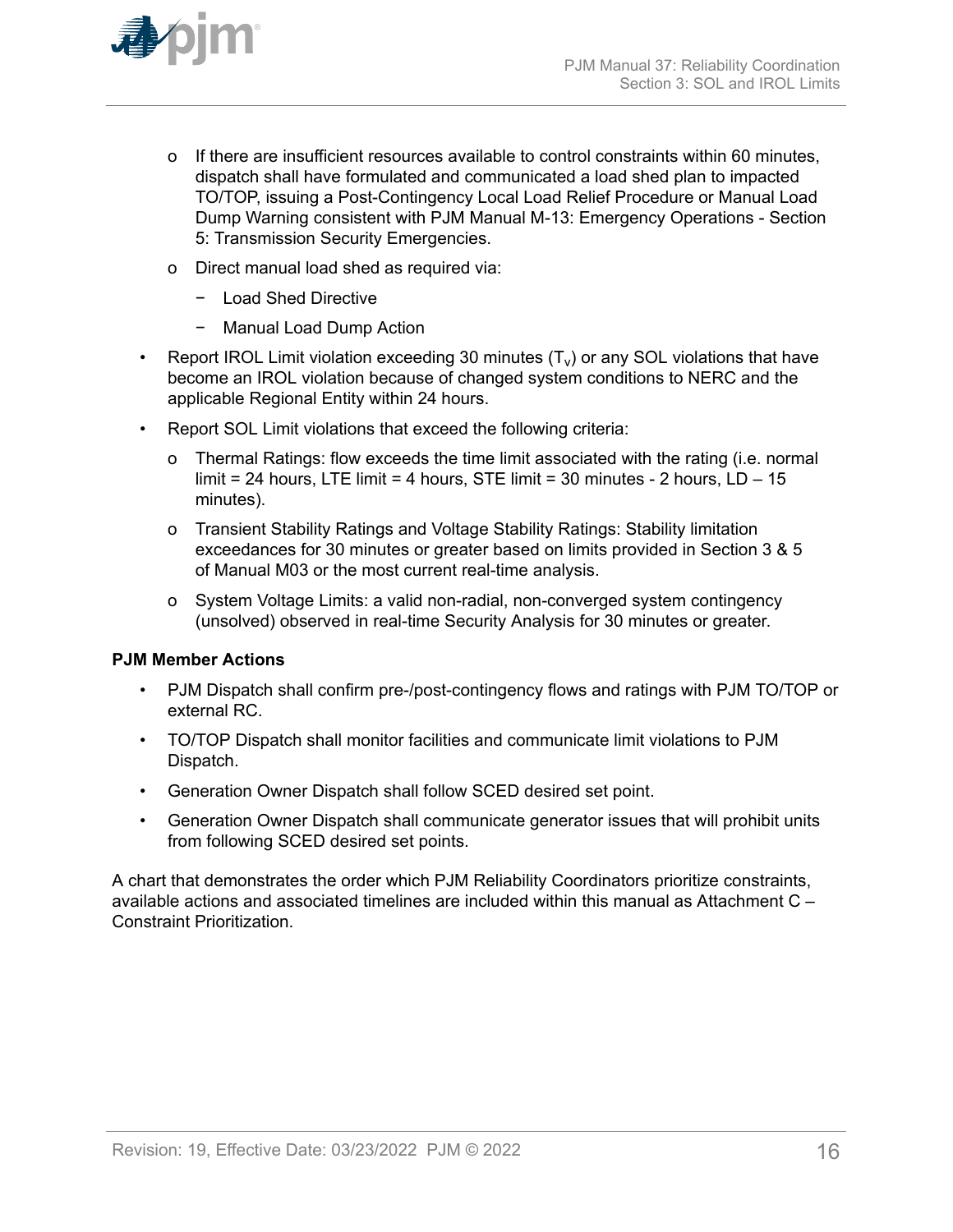- If there are insufficient resources available to control constraints within 60 minutes, dispatch shall have formulated and communicated a load shed plan to impacted TO/TOP, issuing a Post-Contingency Local Load Relief Procedure or Manual Load Dump Warning consistent with PJM Manual M-13: Emergency Operations - Section 5: Transmission Security Emergencies.
  - Direct manual load shed as required via:
    - Load Shed Directive
    - Manual Load Dump Action
- Report IROL Limit violation exceeding 30 minutes ($T_v$) or any SOL violations that have become an IROL violation because of changed system conditions to NERC and the applicable Regional Entity within 24 hours.
- Report SOL Limit violations that exceed the following criteria:
  - Thermal Ratings: flow exceeds the time limit associated with the rating (i.e. normal limit = 24 hours, LTE limit = 4 hours, STE limit = 30 minutes - 2 hours, LD – 15 minutes).
  - Transient Stability Ratings and Voltage Stability Ratings: Stability limitation exceedances for 30 minutes or greater based on limits provided in Section 3 & 5 of Manual M03 or the most current real-time analysis.
  - System Voltage Limits: a valid non-radial, non-converged system contingency (unsolved) observed in real-time Security Analysis for 30 minutes or greater.

**PJM Member Actions**

- PJM Dispatch shall confirm pre-/post-contingency flows and ratings with PJM TO/TOP or external RC.
- TO/TOP Dispatch shall monitor facilities and communicate limit violations to PJM Dispatch.
- Generation Owner Dispatch shall follow SCED desired set point.
- Generation Owner Dispatch shall communicate generator issues that will prohibit units from following SCED desired set points.

A chart that demonstrates the order which PJM Reliability Coordinators prioritize constraints, available actions and associated timelines are included within this manual as Attachment C – Constraint Prioritization.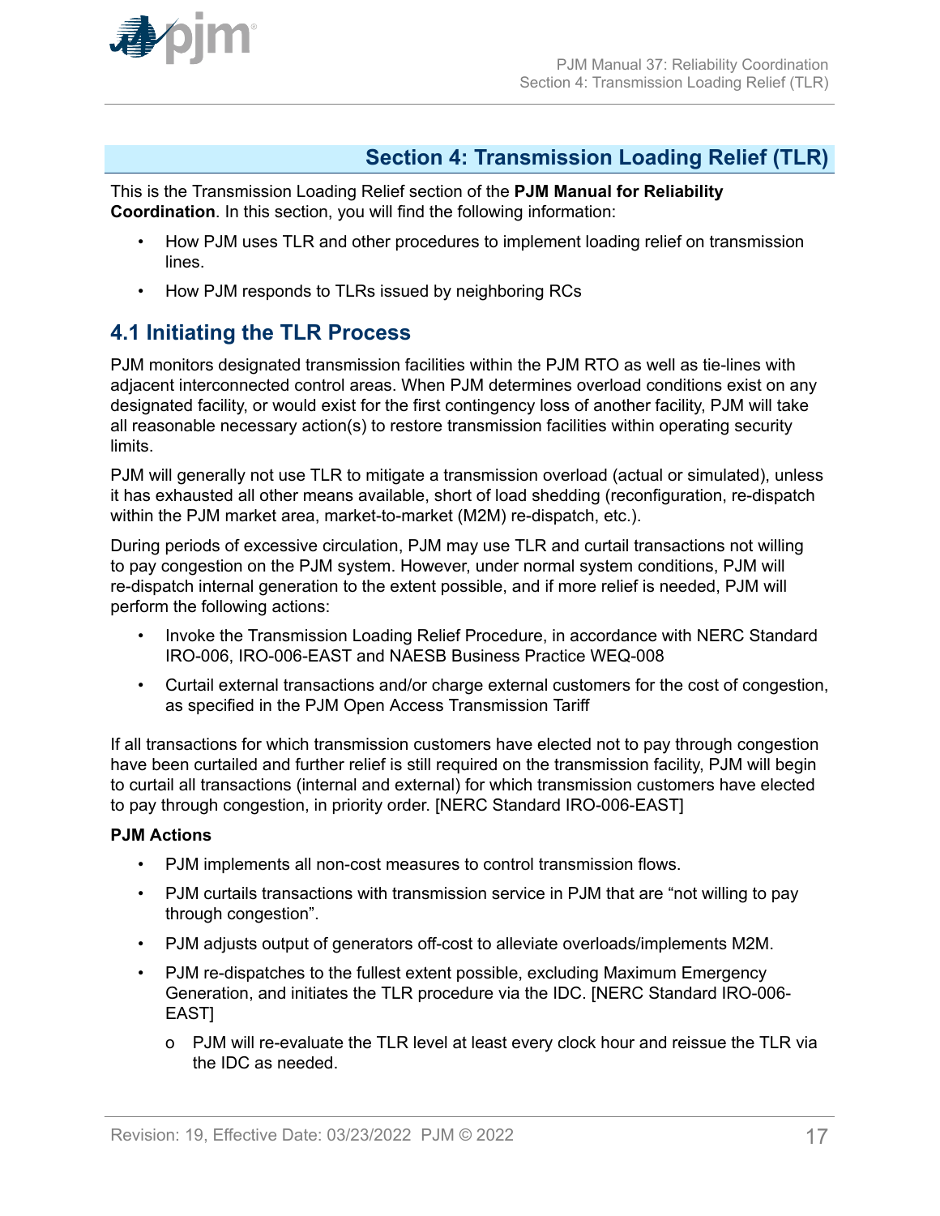# Section 4: Transmission Loading Relief (TLR)

This is the Transmission Loading Relief section of the **PJM Manual for Reliability Coordination**. In this section, you will find the following information:

- How PJM uses TLR and other procedures to implement loading relief on transmission lines.
- How PJM responds to TLRs issued by neighboring RCs

## 4.1 Initiating the TLR Process

PJM monitors designated transmission facilities within the PJM RTO as well as tie-lines with adjacent interconnected control areas. When PJM determines overload conditions exist on any designated facility, or would exist for the first contingency loss of another facility, PJM will take all reasonable necessary action(s) to restore transmission facilities within operating security limits.

PJM will generally not use TLR to mitigate a transmission overload (actual or simulated), unless it has exhausted all other means available, short of load shedding (reconfiguration, re-dispatch within the PJM market area, market-to-market (M2M) re-dispatch, etc.).

During periods of excessive circulation, PJM may use TLR and curtail transactions not willing to pay congestion on the PJM system. However, under normal system conditions, PJM will re-dispatch internal generation to the extent possible, and if more relief is needed, PJM will perform the following actions:

- Invoke the Transmission Loading Relief Procedure, in accordance with NERC Standard IRO-006, IRO-006-EAST and NAESB Business Practice WEQ-008
- Curtail external transactions and/or charge external customers for the cost of congestion, as specified in the PJM Open Access Transmission Tariff

If all transactions for which transmission customers have elected not to pay through congestion have been curtailed and further relief is still required on the transmission facility, PJM will begin to curtail all transactions (internal and external) for which transmission customers have elected to pay through congestion, in priority order. [NERC Standard IRO-006-EAST]

**PJM Actions**

- PJM implements all non-cost measures to control transmission flows.
- PJM curtails transactions with transmission service in PJM that are “not willing to pay through congestion”.
- PJM adjusts output of generators off-cost to alleviate overloads/implements M2M.
- PJM re-dispatches to the fullest extent possible, excluding Maximum Emergency Generation, and initiates the TLR procedure via the IDC. [NERC Standard IRO-006-EAST]
  - o PJM will re-evaluate the TLR level at least every clock hour and reissue the TLR via the IDC as needed.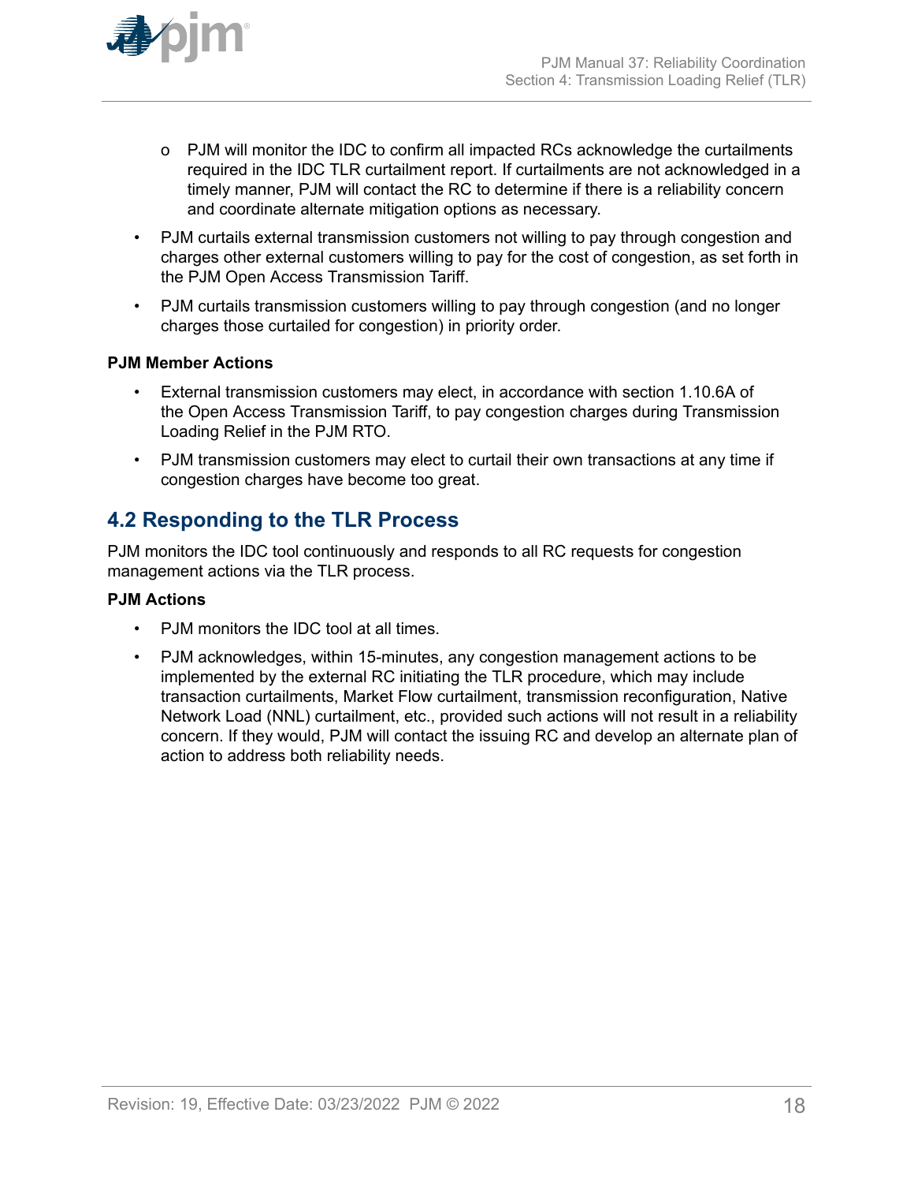- PJM will monitor the IDC to confirm all impacted RCs acknowledge the curtailments required in the IDC TLR curtailment report. If curtailments are not acknowledged in a timely manner, PJM will contact the RC to determine if there is a reliability concern and coordinate alternate mitigation options as necessary.
- PJM curtails external transmission customers not willing to pay through congestion and charges other external customers willing to pay for the cost of congestion, as set forth in the PJM Open Access Transmission Tariff.
- PJM curtails transmission customers willing to pay through congestion (and no longer charges those curtailed for congestion) in priority order.

**PJM Member Actions**

- External transmission customers may elect, in accordance with section 1.10.6A of the Open Access Transmission Tariff, to pay congestion charges during Transmission Loading Relief in the PJM RTO.
- PJM transmission customers may elect to curtail their own transactions at any time if congestion charges have become too great.

## 4.2 Responding to the TLR Process

PJM monitors the IDC tool continuously and responds to all RC requests for congestion management actions via the TLR process.

**PJM Actions**

- PJM monitors the IDC tool at all times.
- PJM acknowledges, within 15-minutes, any congestion management actions to be implemented by the external RC initiating the TLR procedure, which may include transaction curtailments, Market Flow curtailment, transmission reconfiguration, Native Network Load (NNL) curtailment, etc., provided such actions will not result in a reliability concern. If they would, PJM will contact the issuing RC and develop an alternate plan of action to address both reliability needs.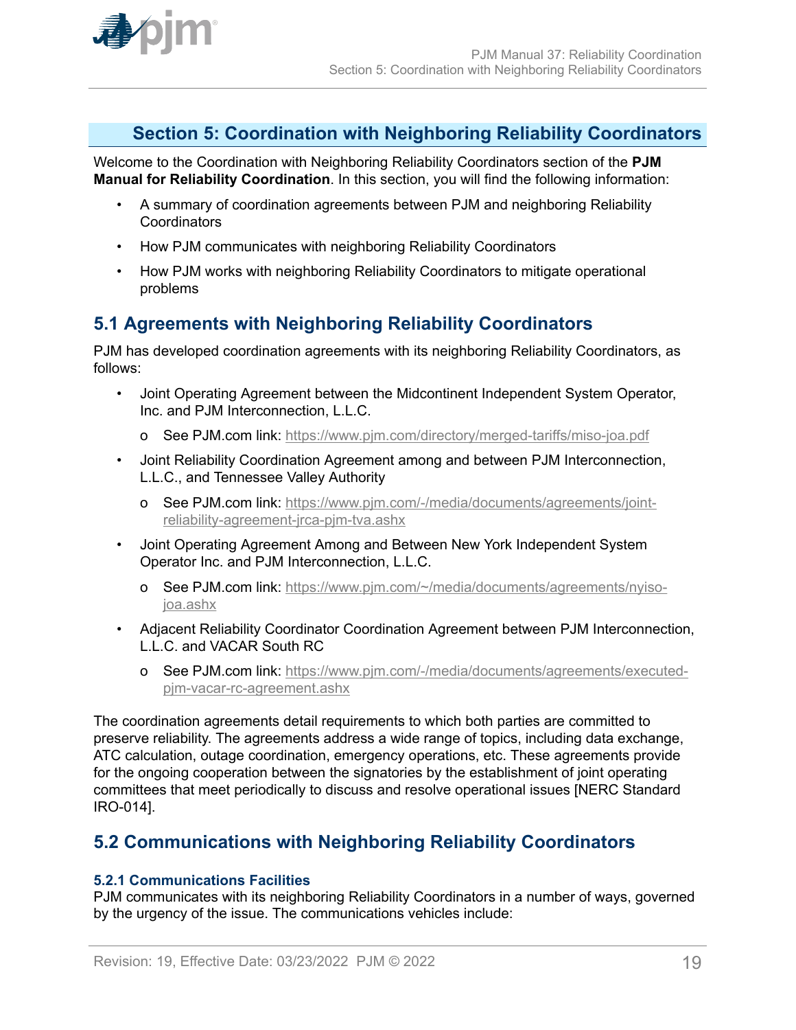## Section 5: Coordination with Neighboring Reliability Coordinators

Welcome to the Coordination with Neighboring Reliability Coordinators section of the **PJM Manual for Reliability Coordination**. In this section, you will find the following information:

- A summary of coordination agreements between PJM and neighboring Reliability Coordinators
- How PJM communicates with neighboring Reliability Coordinators
- How PJM works with neighboring Reliability Coordinators to mitigate operational problems

## 5.1 Agreements with Neighboring Reliability Coordinators

PJM has developed coordination agreements with its neighboring Reliability Coordinators, as follows:

- Joint Operating Agreement between the Midcontinent Independent System Operator, Inc. and PJM Interconnection, L.L.C.
  - See PJM.com link: https://www.pjm.com/directory/merged-tariffs/miso-joa.pdf
- Joint Reliability Coordination Agreement among and between PJM Interconnection, L.L.C., and Tennessee Valley Authority
  - See PJM.com link: https://www.pjm.com/-/media/documents/agreements/joint-reliability-agreement-jrca-pjm-tva.ashx
- Joint Operating Agreement Among and Between New York Independent System Operator Inc. and PJM Interconnection, L.L.C.
  - See PJM.com link: https://www.pjm.com/~/media/documents/agreements/nyiso-joa.ashx
- Adjacent Reliability Coordinator Coordination Agreement between PJM Interconnection, L.L.C. and VACAR South RC
  - See PJM.com link: https://www.pjm.com/-/media/documents/agreements/executed-pjm-vacar-rc-agreement.ashx

The coordination agreements detail requirements to which both parties are committed to preserve reliability. The agreements address a wide range of topics, including data exchange, ATC calculation, outage coordination, emergency operations, etc. These agreements provide for the ongoing cooperation between the signatories by the establishment of joint operating committees that meet periodically to discuss and resolve operational issues [NERC Standard IRO-014].

## 5.2 Communications with Neighboring Reliability Coordinators

#### 5.2.1 Communications Facilities

PJM communicates with its neighboring Reliability Coordinators in a number of ways, governed by the urgency of the issue. The communications vehicles include: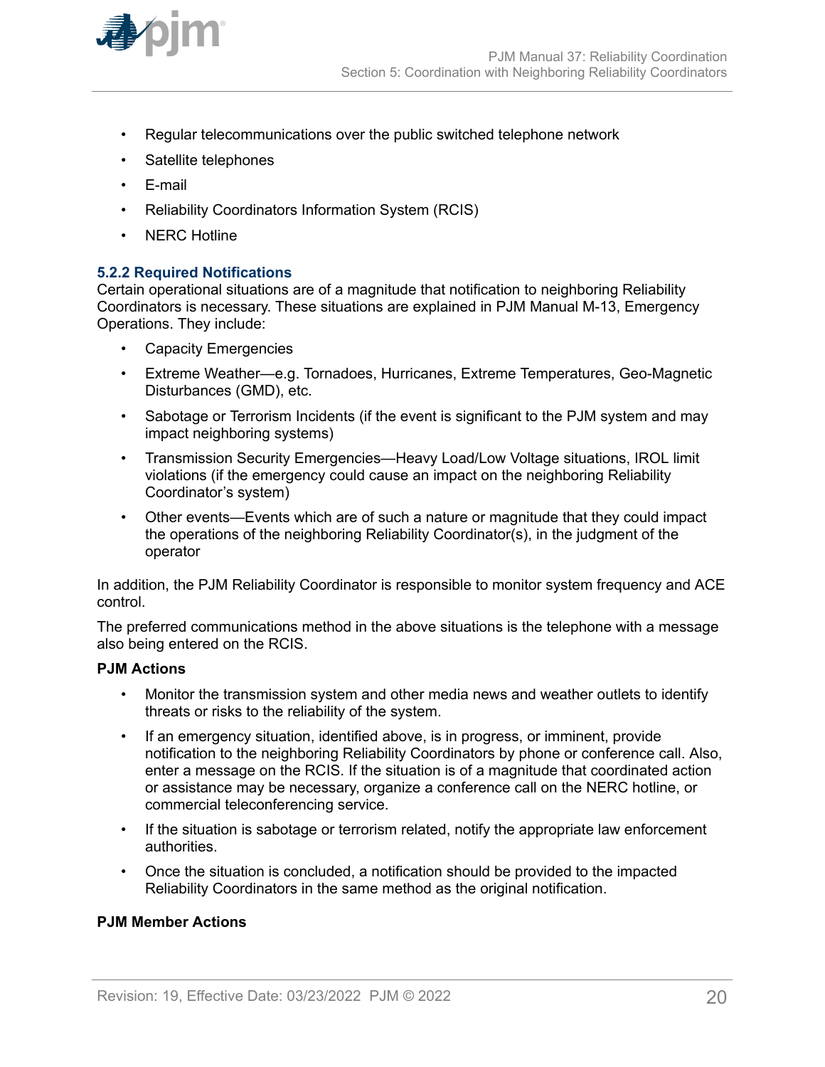- Regular telecommunications over the public switched telephone network
- Satellite telephones
- E-mail
- Reliability Coordinators Information System (RCIS)
- NERC Hotline

### 5.2.2 Required Notifications

Certain operational situations are of a magnitude that notification to neighboring Reliability Coordinators is necessary. These situations are explained in PJM Manual M-13, Emergency Operations. They include:

- Capacity Emergencies
- Extreme Weather—e.g. Tornadoes, Hurricanes, Extreme Temperatures, Geo-Magnetic Disturbances (GMD), etc.
- Sabotage or Terrorism Incidents (if the event is significant to the PJM system and may impact neighboring systems)
- Transmission Security Emergencies—Heavy Load/Low Voltage situations, IROL limit violations (if the emergency could cause an impact on the neighboring Reliability Coordinator's system)
- Other events—Events which are of such a nature or magnitude that they could impact the operations of the neighboring Reliability Coordinator(s), in the judgment of the operator

In addition, the PJM Reliability Coordinator is responsible to monitor system frequency and ACE control.

The preferred communications method in the above situations is the telephone with a message also being entered on the RCIS.

**PJM Actions**

- Monitor the transmission system and other media news and weather outlets to identify threats or risks to the reliability of the system.
- If an emergency situation, identified above, is in progress, or imminent, provide notification to the neighboring Reliability Coordinators by phone or conference call. Also, enter a message on the RCIS. If the situation is of a magnitude that coordinated action or assistance may be necessary, organize a conference call on the NERC hotline, or commercial teleconferencing service.
- If the situation is sabotage or terrorism related, notify the appropriate law enforcement authorities.
- Once the situation is concluded, a notification should be provided to the impacted Reliability Coordinators in the same method as the original notification.

**PJM Member Actions**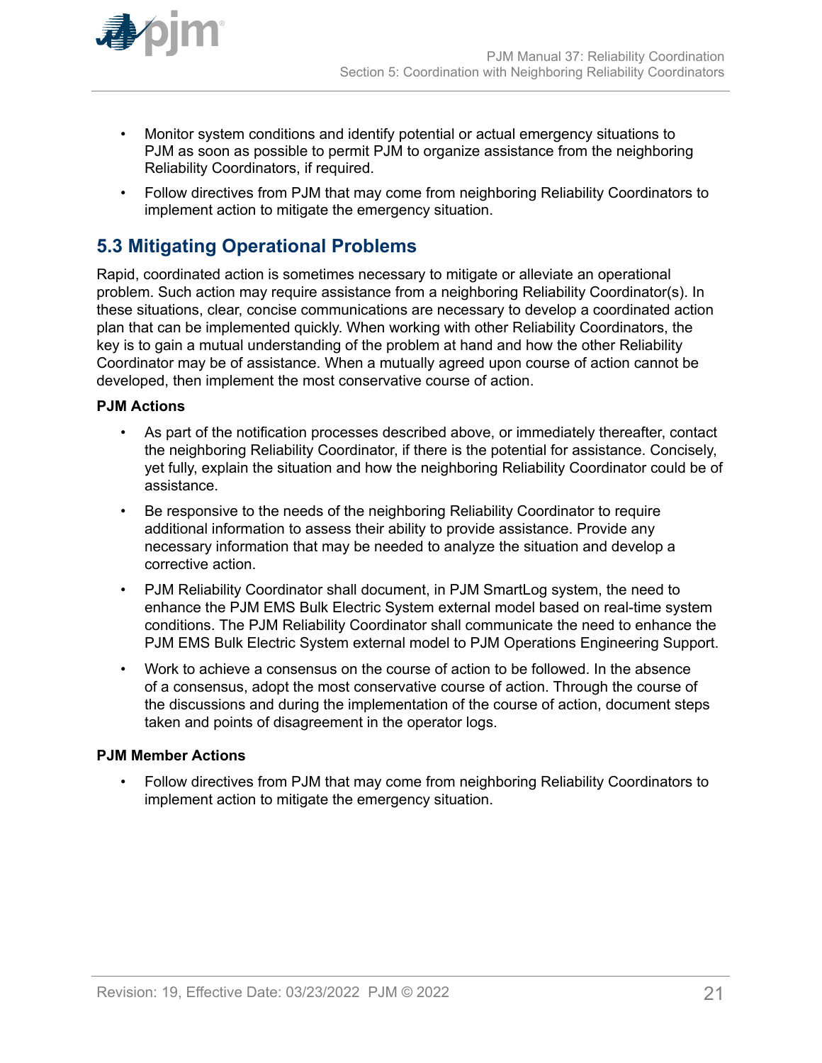- Monitor system conditions and identify potential or actual emergency situations to PJM as soon as possible to permit PJM to organize assistance from the neighboring Reliability Coordinators, if required.
- Follow directives from PJM that may come from neighboring Reliability Coordinators to implement action to mitigate the emergency situation.

## 5.3 Mitigating Operational Problems

Rapid, coordinated action is sometimes necessary to mitigate or alleviate an operational problem. Such action may require assistance from a neighboring Reliability Coordinator(s). In these situations, clear, concise communications are necessary to develop a coordinated action plan that can be implemented quickly. When working with other Reliability Coordinators, the key is to gain a mutual understanding of the problem at hand and how the other Reliability Coordinator may be of assistance. When a mutually agreed upon course of action cannot be developed, then implement the most conservative course of action.

**PJM Actions**

- As part of the notification processes described above, or immediately thereafter, contact the neighboring Reliability Coordinator, if there is the potential for assistance. Concisely, yet fully, explain the situation and how the neighboring Reliability Coordinator could be of assistance.
- Be responsive to the needs of the neighboring Reliability Coordinator to require additional information to assess their ability to provide assistance. Provide any necessary information that may be needed to analyze the situation and develop a corrective action.
- PJM Reliability Coordinator shall document, in PJM SmartLog system, the need to enhance the PJM EMS Bulk Electric System external model based on real-time system conditions. The PJM Reliability Coordinator shall communicate the need to enhance the PJM EMS Bulk Electric System external model to PJM Operations Engineering Support.
- Work to achieve a consensus on the course of action to be followed. In the absence of a consensus, adopt the most conservative course of action. Through the course of the discussions and during the implementation of the course of action, document steps taken and points of disagreement in the operator logs.

**PJM Member Actions**

- Follow directives from PJM that may come from neighboring Reliability Coordinators to implement action to mitigate the emergency situation.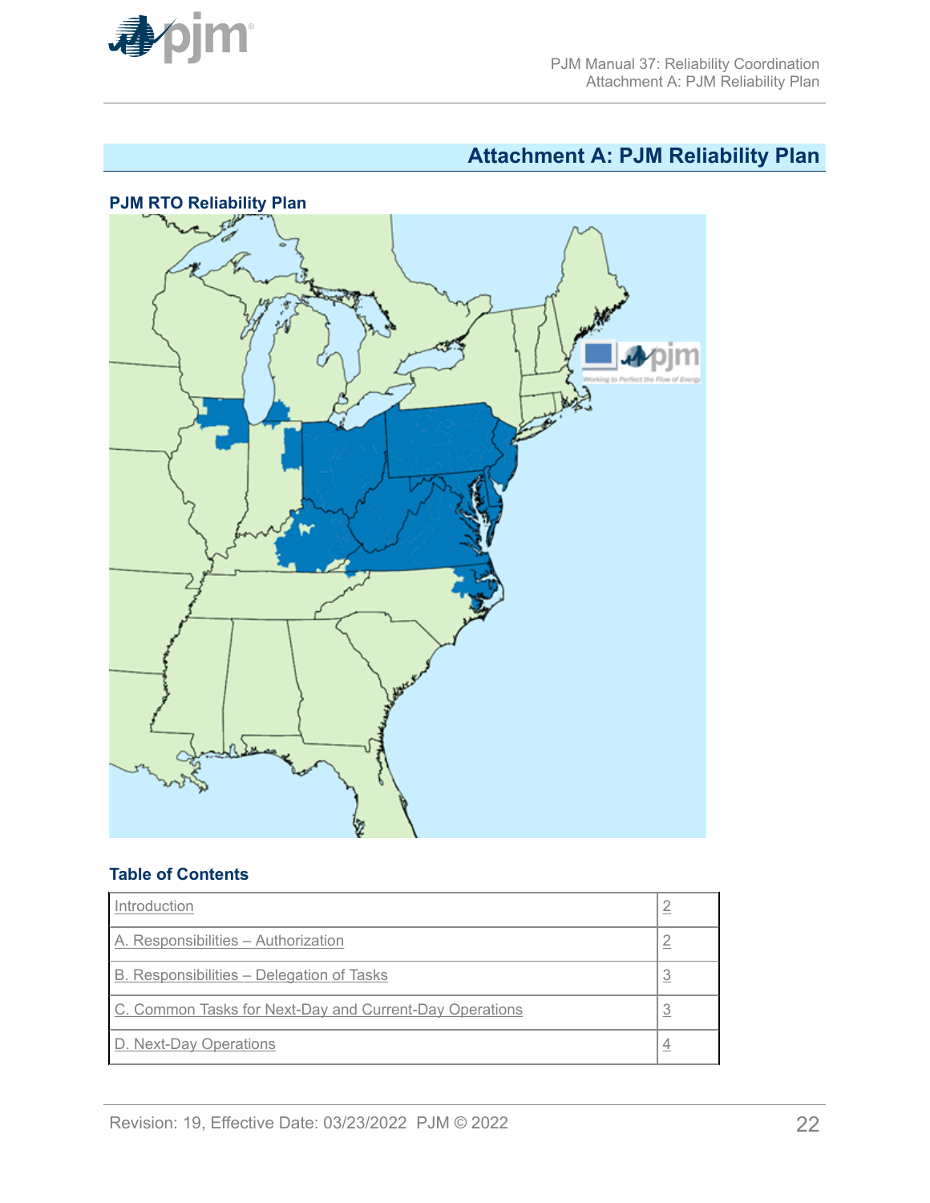# Attachment A: PJM Reliability Plan

## PJM RTO Reliability Plan

### Table of Contents

| Introduction | 2 |
|---|---|
| A. Responsibilities – Authorization | 2 |
| B. Responsibilities – Delegation of Tasks | 3 |
| C. Common Tasks for Next-Day and Current-Day Operations | 3 |
| D. Next-Day Operations | 4 |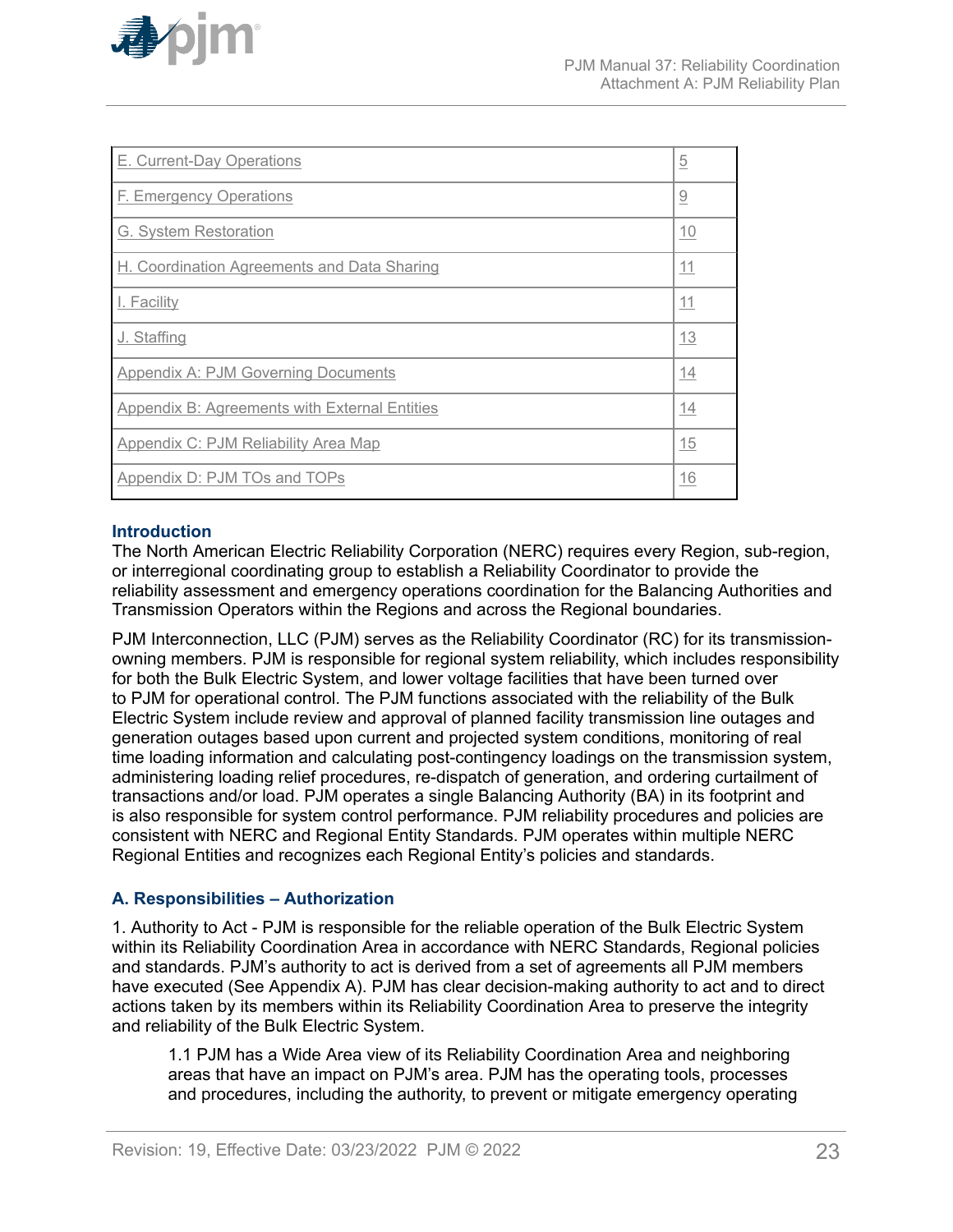| E. Current-Day Operations | 5 |
|---|---|
| F. Emergency Operations | 9 |
| G. System Restoration | 10 |
| H. Coordination Agreements and Data Sharing | 11 |
| I. Facility | 11 |
| J. Staffing | 13 |
| Appendix A: PJM Governing Documents | 14 |
| Appendix B: Agreements with External Entities | 14 |
| Appendix C: PJM Reliability Area Map | 15 |
| Appendix D: PJM TOs and TOPs | 16 |

### Introduction

The North American Electric Reliability Corporation (NERC) requires every Region, sub-region, or interregional coordinating group to establish a Reliability Coordinator to provide the reliability assessment and emergency operations coordination for the Balancing Authorities and Transmission Operators within the Regions and across the Regional boundaries.

PJM Interconnection, LLC (PJM) serves as the Reliability Coordinator (RC) for its transmission-owning members. PJM is responsible for regional system reliability, which includes responsibility for both the Bulk Electric System, and lower voltage facilities that have been turned over to PJM for operational control. The PJM functions associated with the reliability of the Bulk Electric System include review and approval of planned facility transmission line outages and generation outages based upon current and projected system conditions, monitoring of real time loading information and calculating post-contingency loadings on the transmission system, administering loading relief procedures, re-dispatch of generation, and ordering curtailment of transactions and/or load. PJM operates a single Balancing Authority (BA) in its footprint and is also responsible for system control performance. PJM reliability procedures and policies are consistent with NERC and Regional Entity Standards. PJM operates within multiple NERC Regional Entities and recognizes each Regional Entity's policies and standards.

### A. Responsibilities – Authorization

1. Authority to Act - PJM is responsible for the reliable operation of the Bulk Electric System within its Reliability Coordination Area in accordance with NERC Standards, Regional policies and standards. PJM's authority to act is derived from a set of agreements all PJM members have executed (See Appendix A). PJM has clear decision-making authority to act and to direct actions taken by its members within its Reliability Coordination Area to preserve the integrity and reliability of the Bulk Electric System.

    1.1 PJM has a Wide Area view of its Reliability Coordination Area and neighboring areas that have an impact on PJM's area. PJM has the operating tools, processes and procedures, including the authority, to prevent or mitigate emergency operating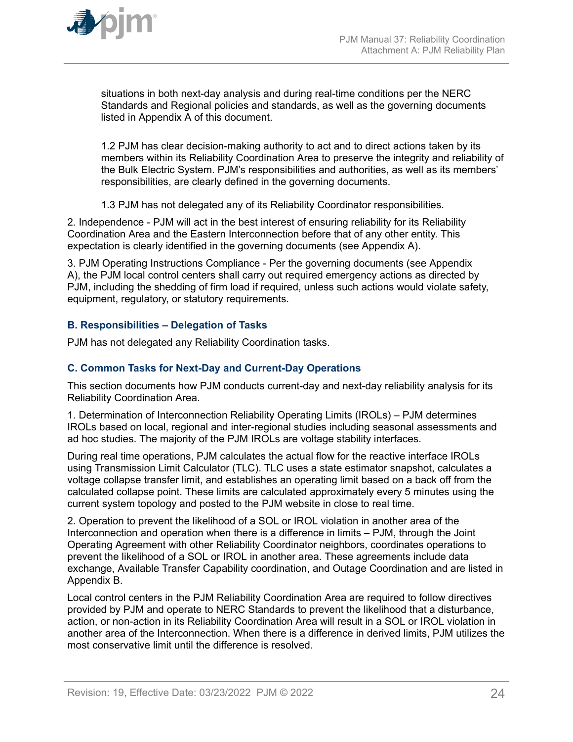situations in both next-day analysis and during real-time conditions per the NERC Standards and Regional policies and standards, as well as the governing documents listed in Appendix A of this document.

1.2 PJM has clear decision-making authority to act and to direct actions taken by its members within its Reliability Coordination Area to preserve the integrity and reliability of the Bulk Electric System. PJM's responsibilities and authorities, as well as its members' responsibilities, are clearly defined in the governing documents.

1.3 PJM has not delegated any of its Reliability Coordinator responsibilities.

2. Independence - PJM will act in the best interest of ensuring reliability for its Reliability Coordination Area and the Eastern Interconnection before that of any other entity. This expectation is clearly identified in the governing documents (see Appendix A).

3. PJM Operating Instructions Compliance - Per the governing documents (see Appendix A), the PJM local control centers shall carry out required emergency actions as directed by PJM, including the shedding of firm load if required, unless such actions would violate safety, equipment, regulatory, or statutory requirements.

### B. Responsibilities – Delegation of Tasks

PJM has not delegated any Reliability Coordination tasks.

### C. Common Tasks for Next-Day and Current-Day Operations

This section documents how PJM conducts current-day and next-day reliability analysis for its Reliability Coordination Area.

1. Determination of Interconnection Reliability Operating Limits (IROLs) – PJM determines IROLs based on local, regional and inter-regional studies including seasonal assessments and ad hoc studies. The majority of the PJM IROLs are voltage stability interfaces.

During real time operations, PJM calculates the actual flow for the reactive interface IROLs using Transmission Limit Calculator (TLC). TLC uses a state estimator snapshot, calculates a voltage collapse transfer limit, and establishes an operating limit based on a back off from the calculated collapse point. These limits are calculated approximately every 5 minutes using the current system topology and posted to the PJM website in close to real time.

2. Operation to prevent the likelihood of a SOL or IROL violation in another area of the Interconnection and operation when there is a difference in limits – PJM, through the Joint Operating Agreement with other Reliability Coordinator neighbors, coordinates operations to prevent the likelihood of a SOL or IROL in another area. These agreements include data exchange, Available Transfer Capability coordination, and Outage Coordination and are listed in Appendix B.

Local control centers in the PJM Reliability Coordination Area are required to follow directives provided by PJM and operate to NERC Standards to prevent the likelihood that a disturbance, action, or non-action in its Reliability Coordination Area will result in a SOL or IROL violation in another area of the Interconnection. When there is a difference in derived limits, PJM utilizes the most conservative limit until the difference is resolved.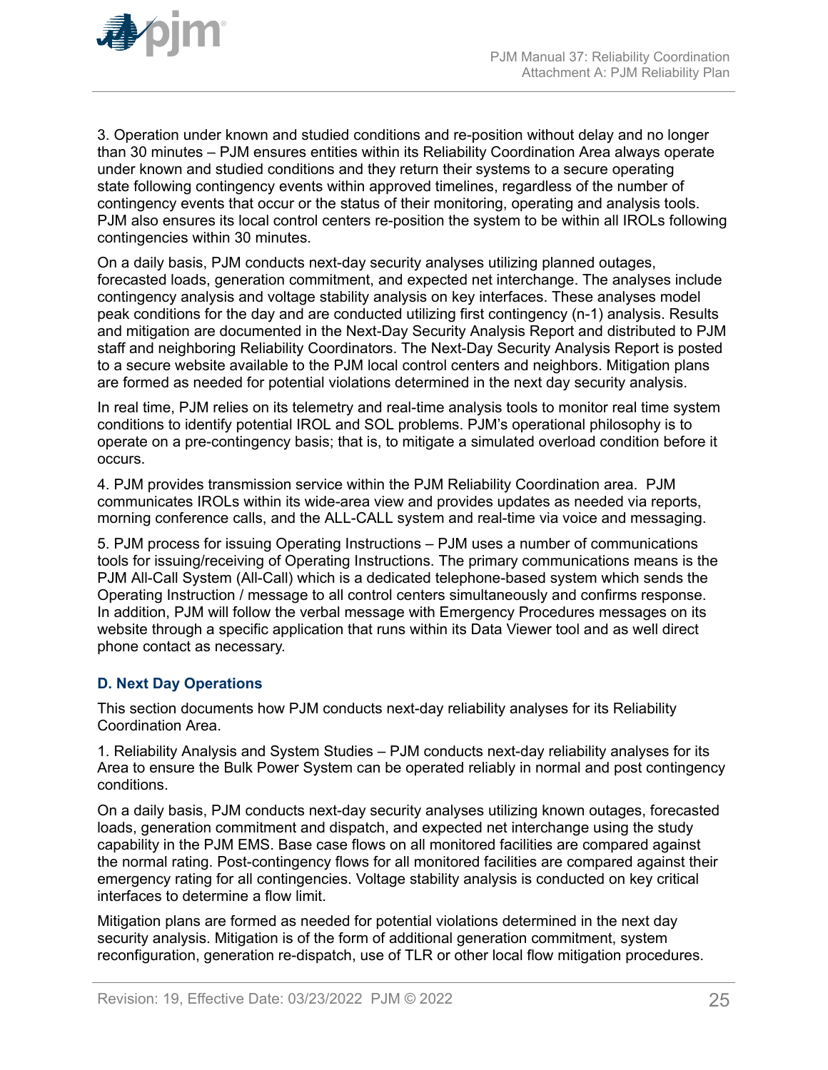3. Operation under known and studied conditions and re-position without delay and no longer than 30 minutes – PJM ensures entities within its Reliability Coordination Area always operate under known and studied conditions and they return their systems to a secure operating state following contingency events within approved timelines, regardless of the number of contingency events that occur or the status of their monitoring, operating and analysis tools. PJM also ensures its local control centers re-position the system to be within all IROLs following contingencies within 30 minutes.

On a daily basis, PJM conducts next-day security analyses utilizing planned outages, forecasted loads, generation commitment, and expected net interchange. The analyses include contingency analysis and voltage stability analysis on key interfaces. These analyses model peak conditions for the day and are conducted utilizing first contingency (n-1) analysis. Results and mitigation are documented in the Next-Day Security Analysis Report and distributed to PJM staff and neighboring Reliability Coordinators. The Next-Day Security Analysis Report is posted to a secure website available to the PJM local control centers and neighbors. Mitigation plans are formed as needed for potential violations determined in the next day security analysis.

In real time, PJM relies on its telemetry and real-time analysis tools to monitor real time system conditions to identify potential IROL and SOL problems. PJM's operational philosophy is to operate on a pre-contingency basis; that is, to mitigate a simulated overload condition before it occurs.

4. PJM provides transmission service within the PJM Reliability Coordination area. PJM communicates IROLs within its wide-area view and provides updates as needed via reports, morning conference calls, and the ALL-CALL system and real-time via voice and messaging.

5. PJM process for issuing Operating Instructions – PJM uses a number of communications tools for issuing/receiving of Operating Instructions. The primary communications means is the PJM All-Call System (All-Call) which is a dedicated telephone-based system which sends the Operating Instruction / message to all control centers simultaneously and confirms response. In addition, PJM will follow the verbal message with Emergency Procedures messages on its website through a specific application that runs within its Data Viewer tool and as well direct phone contact as necessary.

### D. Next Day Operations

This section documents how PJM conducts next-day reliability analyses for its Reliability Coordination Area.

1. Reliability Analysis and System Studies – PJM conducts next-day reliability analyses for its Area to ensure the Bulk Power System can be operated reliably in normal and post contingency conditions.

On a daily basis, PJM conducts next-day security analyses utilizing known outages, forecasted loads, generation commitment and dispatch, and expected net interchange using the study capability in the PJM EMS. Base case flows on all monitored facilities are compared against the normal rating. Post-contingency flows for all monitored facilities are compared against their emergency rating for all contingencies. Voltage stability analysis is conducted on key critical interfaces to determine a flow limit.

Mitigation plans are formed as needed for potential violations determined in the next day security analysis. Mitigation is of the form of additional generation commitment, system reconfiguration, generation re-dispatch, use of TLR or other local flow mitigation procedures.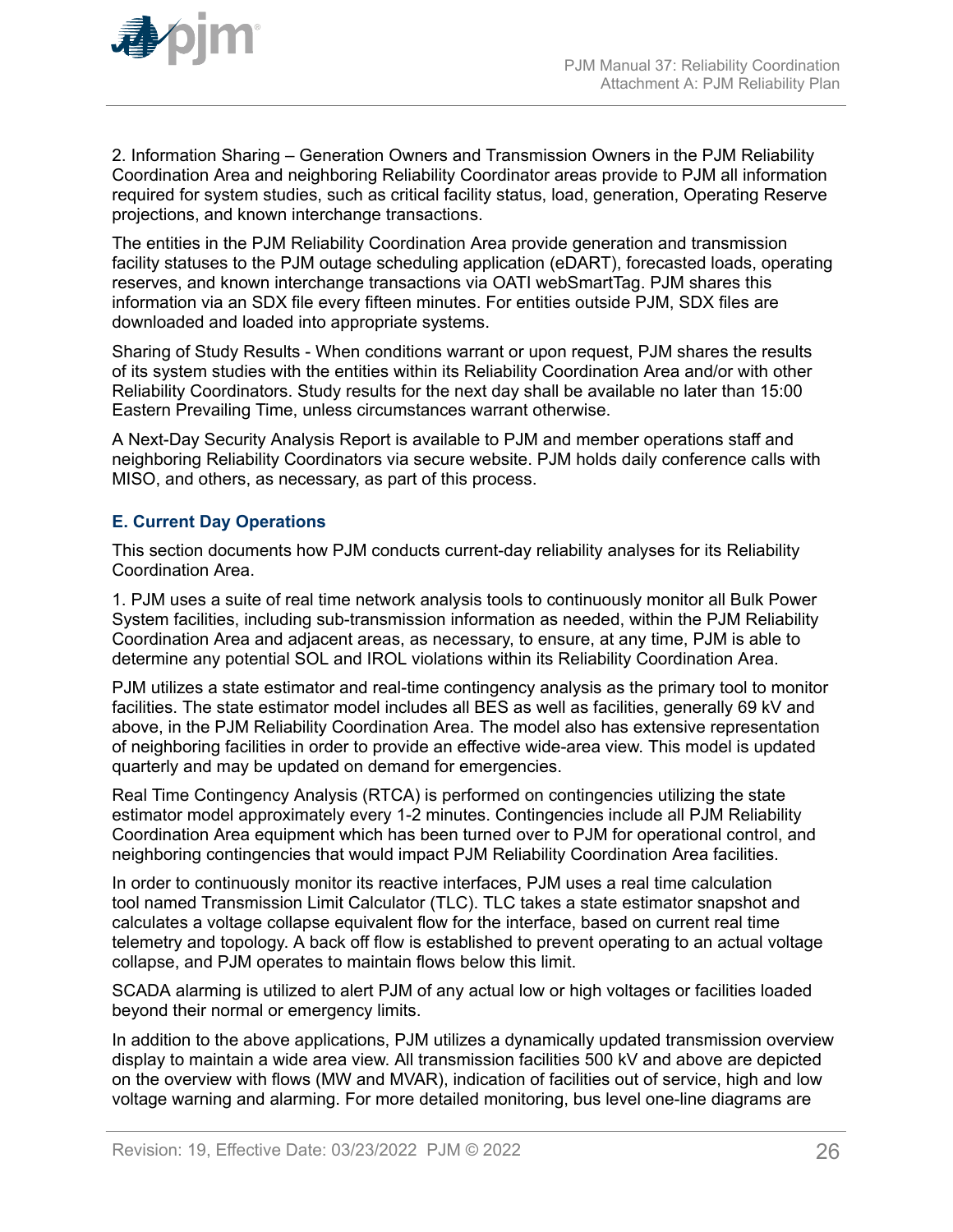2. Information Sharing – Generation Owners and Transmission Owners in the PJM Reliability Coordination Area and neighboring Reliability Coordinator areas provide to PJM all information required for system studies, such as critical facility status, load, generation, Operating Reserve projections, and known interchange transactions.

The entities in the PJM Reliability Coordination Area provide generation and transmission facility statuses to the PJM outage scheduling application (eDART), forecasted loads, operating reserves, and known interchange transactions via OATI webSmartTag. PJM shares this information via an SDX file every fifteen minutes. For entities outside PJM, SDX files are downloaded and loaded into appropriate systems.

Sharing of Study Results - When conditions warrant or upon request, PJM shares the results of its system studies with the entities within its Reliability Coordination Area and/or with other Reliability Coordinators. Study results for the next day shall be available no later than 15:00 Eastern Prevailing Time, unless circumstances warrant otherwise.

A Next-Day Security Analysis Report is available to PJM and member operations staff and neighboring Reliability Coordinators via secure website. PJM holds daily conference calls with MISO, and others, as necessary, as part of this process.

### E. Current Day Operations

This section documents how PJM conducts current-day reliability analyses for its Reliability Coordination Area.

1. PJM uses a suite of real time network analysis tools to continuously monitor all Bulk Power System facilities, including sub-transmission information as needed, within the PJM Reliability Coordination Area and adjacent areas, as necessary, to ensure, at any time, PJM is able to determine any potential SOL and IROL violations within its Reliability Coordination Area.

PJM utilizes a state estimator and real-time contingency analysis as the primary tool to monitor facilities. The state estimator model includes all BES as well as facilities, generally 69 kV and above, in the PJM Reliability Coordination Area. The model also has extensive representation of neighboring facilities in order to provide an effective wide-area view. This model is updated quarterly and may be updated on demand for emergencies.

Real Time Contingency Analysis (RTCA) is performed on contingencies utilizing the state estimator model approximately every 1-2 minutes. Contingencies include all PJM Reliability Coordination Area equipment which has been turned over to PJM for operational control, and neighboring contingencies that would impact PJM Reliability Coordination Area facilities.

In order to continuously monitor its reactive interfaces, PJM uses a real time calculation tool named Transmission Limit Calculator (TLC). TLC takes a state estimator snapshot and calculates a voltage collapse equivalent flow for the interface, based on current real time telemetry and topology. A back off flow is established to prevent operating to an actual voltage collapse, and PJM operates to maintain flows below this limit.

SCADA alarming is utilized to alert PJM of any actual low or high voltages or facilities loaded beyond their normal or emergency limits.

In addition to the above applications, PJM utilizes a dynamically updated transmission overview display to maintain a wide area view. All transmission facilities 500 kV and above are depicted on the overview with flows (MW and MVAR), indication of facilities out of service, high and low voltage warning and alarming. For more detailed monitoring, bus level one-line diagrams are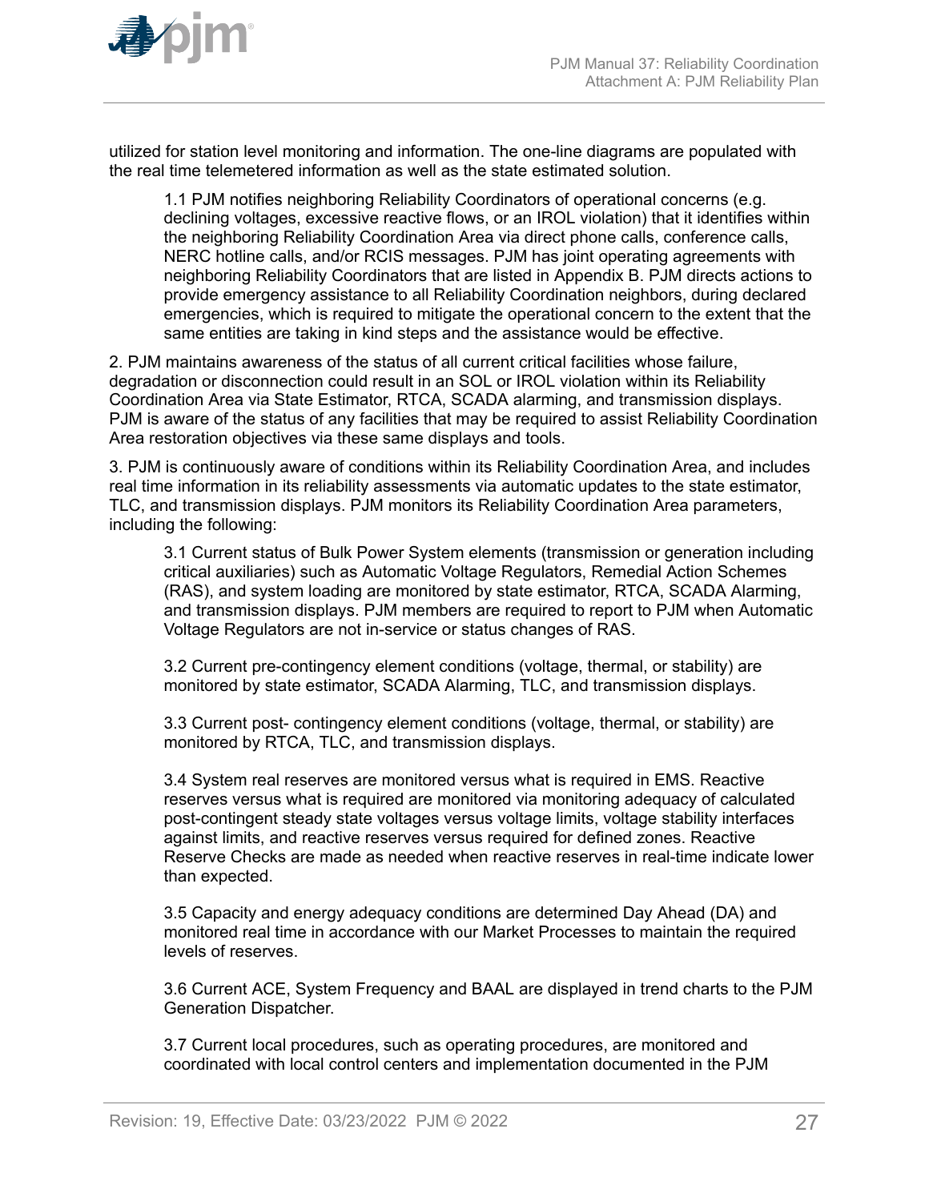utilized for station level monitoring and information. The one-line diagrams are populated with the real time telemetered information as well as the state estimated solution.

1.1 PJM notifies neighboring Reliability Coordinators of operational concerns (e.g. declining voltages, excessive reactive flows, or an IROL violation) that it identifies within the neighboring Reliability Coordination Area via direct phone calls, conference calls, NERC hotline calls, and/or RCIS messages. PJM has joint operating agreements with neighboring Reliability Coordinators that are listed in Appendix B. PJM directs actions to provide emergency assistance to all Reliability Coordination neighbors, during declared emergencies, which is required to mitigate the operational concern to the extent that the same entities are taking in kind steps and the assistance would be effective.

2. PJM maintains awareness of the status of all current critical facilities whose failure, degradation or disconnection could result in an SOL or IROL violation within its Reliability Coordination Area via State Estimator, RTCA, SCADA alarming, and transmission displays. PJM is aware of the status of any facilities that may be required to assist Reliability Coordination Area restoration objectives via these same displays and tools.

3. PJM is continuously aware of conditions within its Reliability Coordination Area, and includes real time information in its reliability assessments via automatic updates to the state estimator, TLC, and transmission displays. PJM monitors its Reliability Coordination Area parameters, including the following:

3.1 Current status of Bulk Power System elements (transmission or generation including critical auxiliaries) such as Automatic Voltage Regulators, Remedial Action Schemes (RAS), and system loading are monitored by state estimator, RTCA, SCADA Alarming, and transmission displays. PJM members are required to report to PJM when Automatic Voltage Regulators are not in-service or status changes of RAS.

3.2 Current pre-contingency element conditions (voltage, thermal, or stability) are monitored by state estimator, SCADA Alarming, TLC, and transmission displays.

3.3 Current post- contingency element conditions (voltage, thermal, or stability) are monitored by RTCA, TLC, and transmission displays.

3.4 System real reserves are monitored versus what is required in EMS. Reactive reserves versus what is required are monitored via monitoring adequacy of calculated post-contingent steady state voltages versus voltage limits, voltage stability interfaces against limits, and reactive reserves versus required for defined zones. Reactive Reserve Checks are made as needed when reactive reserves in real-time indicate lower than expected.

3.5 Capacity and energy adequacy conditions are determined Day Ahead (DA) and monitored real time in accordance with our Market Processes to maintain the required levels of reserves.

3.6 Current ACE, System Frequency and BAAL are displayed in trend charts to the PJM Generation Dispatcher.

3.7 Current local procedures, such as operating procedures, are monitored and coordinated with local control centers and implementation documented in the PJM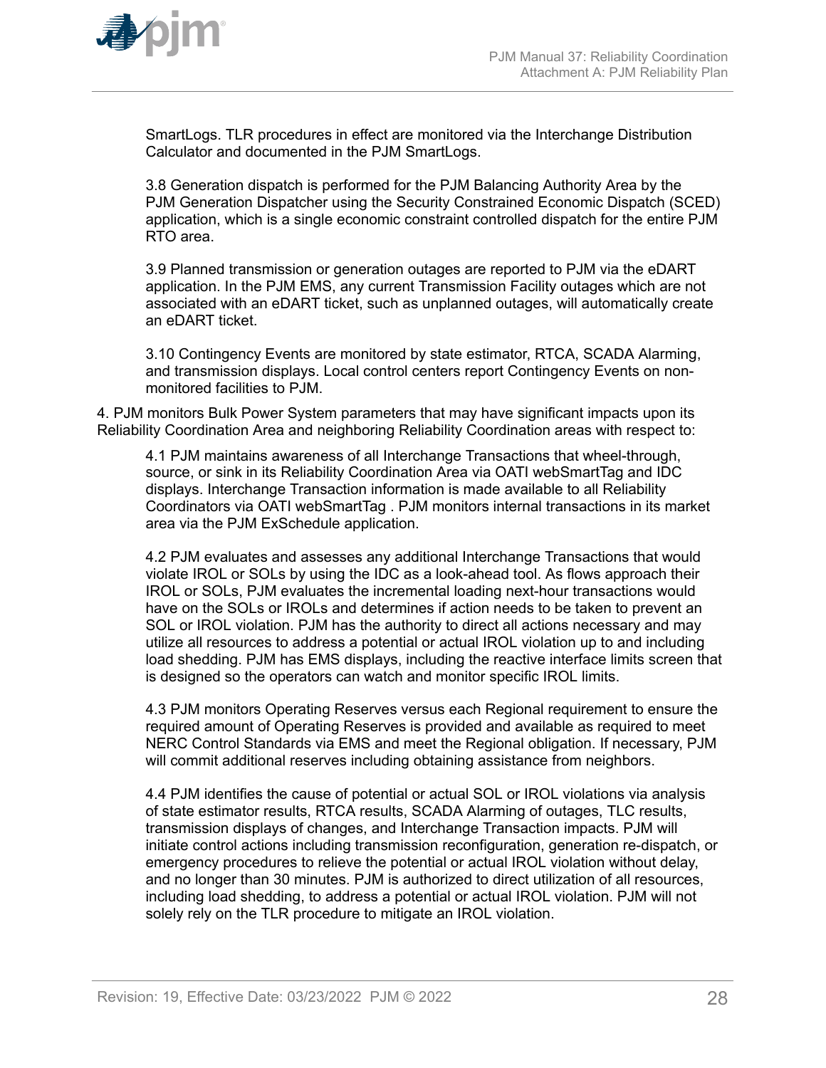SmartLogs. TLR procedures in effect are monitored via the Interchange Distribution Calculator and documented in the PJM SmartLogs.

3.8 Generation dispatch is performed for the PJM Balancing Authority Area by the PJM Generation Dispatcher using the Security Constrained Economic Dispatch (SCED) application, which is a single economic constraint controlled dispatch for the entire PJM RTO area.

3.9 Planned transmission or generation outages are reported to PJM via the eDART application. In the PJM EMS, any current Transmission Facility outages which are not associated with an eDART ticket, such as unplanned outages, will automatically create an eDART ticket.

3.10 Contingency Events are monitored by state estimator, RTCA, SCADA Alarming, and transmission displays. Local control centers report Contingency Events on non-monitored facilities to PJM.

4. PJM monitors Bulk Power System parameters that may have significant impacts upon its Reliability Coordination Area and neighboring Reliability Coordination areas with respect to:

4.1 PJM maintains awareness of all Interchange Transactions that wheel-through, source, or sink in its Reliability Coordination Area via OATI webSmartTag and IDC displays. Interchange Transaction information is made available to all Reliability Coordinators via OATI webSmartTag . PJM monitors internal transactions in its market area via the PJM ExSchedule application.

4.2 PJM evaluates and assesses any additional Interchange Transactions that would violate IROL or SOLs by using the IDC as a look-ahead tool. As flows approach their IROL or SOLs, PJM evaluates the incremental loading next-hour transactions would have on the SOLs or IROLs and determines if action needs to be taken to prevent an SOL or IROL violation. PJM has the authority to direct all actions necessary and may utilize all resources to address a potential or actual IROL violation up to and including load shedding. PJM has EMS displays, including the reactive interface limits screen that is designed so the operators can watch and monitor specific IROL limits.

4.3 PJM monitors Operating Reserves versus each Regional requirement to ensure the required amount of Operating Reserves is provided and available as required to meet NERC Control Standards via EMS and meet the Regional obligation. If necessary, PJM will commit additional reserves including obtaining assistance from neighbors.

4.4 PJM identifies the cause of potential or actual SOL or IROL violations via analysis of state estimator results, RTCA results, SCADA Alarming of outages, TLC results, transmission displays of changes, and Interchange Transaction impacts. PJM will initiate control actions including transmission reconfiguration, generation re-dispatch, or emergency procedures to relieve the potential or actual IROL violation without delay, and no longer than 30 minutes. PJM is authorized to direct utilization of all resources, including load shedding, to address a potential or actual IROL violation. PJM will not solely rely on the TLR procedure to mitigate an IROL violation.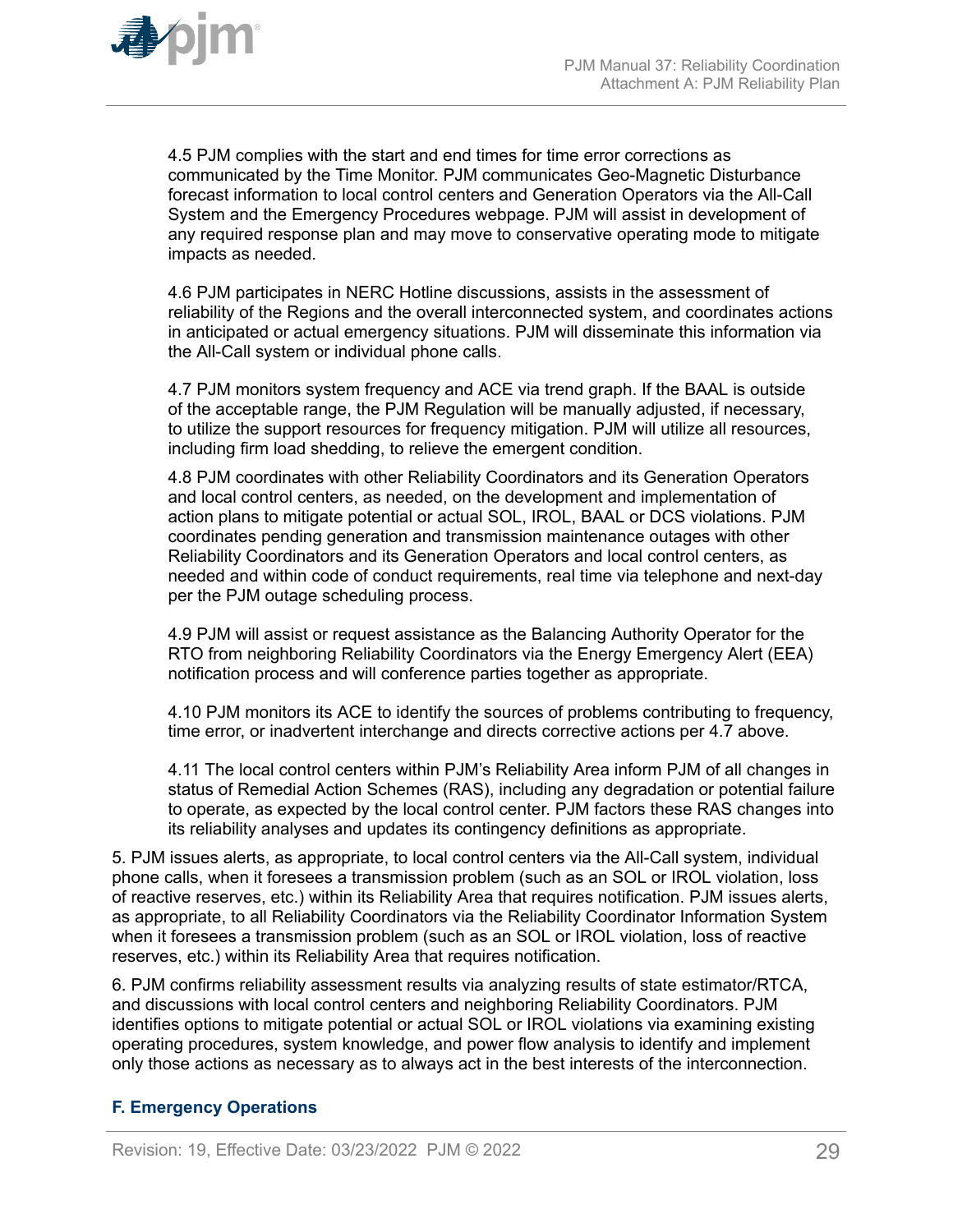4.5 PJM complies with the start and end times for time error corrections as communicated by the Time Monitor. PJM communicates Geo-Magnetic Disturbance forecast information to local control centers and Generation Operators via the All-Call System and the Emergency Procedures webpage. PJM will assist in development of any required response plan and may move to conservative operating mode to mitigate impacts as needed.

4.6 PJM participates in NERC Hotline discussions, assists in the assessment of reliability of the Regions and the overall interconnected system, and coordinates actions in anticipated or actual emergency situations. PJM will disseminate this information via the All-Call system or individual phone calls.

4.7 PJM monitors system frequency and ACE via trend graph. If the BAAL is outside of the acceptable range, the PJM Regulation will be manually adjusted, if necessary, to utilize the support resources for frequency mitigation. PJM will utilize all resources, including firm load shedding, to relieve the emergent condition.

4.8 PJM coordinates with other Reliability Coordinators and its Generation Operators and local control centers, as needed, on the development and implementation of action plans to mitigate potential or actual SOL, IROL, BAAL or DCS violations. PJM coordinates pending generation and transmission maintenance outages with other Reliability Coordinators and its Generation Operators and local control centers, as needed and within code of conduct requirements, real time via telephone and next-day per the PJM outage scheduling process.

4.9 PJM will assist or request assistance as the Balancing Authority Operator for the RTO from neighboring Reliability Coordinators via the Energy Emergency Alert (EEA) notification process and will conference parties together as appropriate.

4.10 PJM monitors its ACE to identify the sources of problems contributing to frequency, time error, or inadvertent interchange and directs corrective actions per 4.7 above.

4.11 The local control centers within PJM's Reliability Area inform PJM of all changes in status of Remedial Action Schemes (RAS), including any degradation or potential failure to operate, as expected by the local control center. PJM factors these RAS changes into its reliability analyses and updates its contingency definitions as appropriate.

5. PJM issues alerts, as appropriate, to local control centers via the All-Call system, individual phone calls, when it foresees a transmission problem (such as an SOL or IROL violation, loss of reactive reserves, etc.) within its Reliability Area that requires notification. PJM issues alerts, as appropriate, to all Reliability Coordinators via the Reliability Coordinator Information System when it foresees a transmission problem (such as an SOL or IROL violation, loss of reactive reserves, etc.) within its Reliability Area that requires notification.

6. PJM confirms reliability assessment results via analyzing results of state estimator/RTCA, and discussions with local control centers and neighboring Reliability Coordinators. PJM identifies options to mitigate potential or actual SOL or IROL violations via examining existing operating procedures, system knowledge, and power flow analysis to identify and implement only those actions as necessary as to always act in the best interests of the interconnection.

### F. Emergency Operations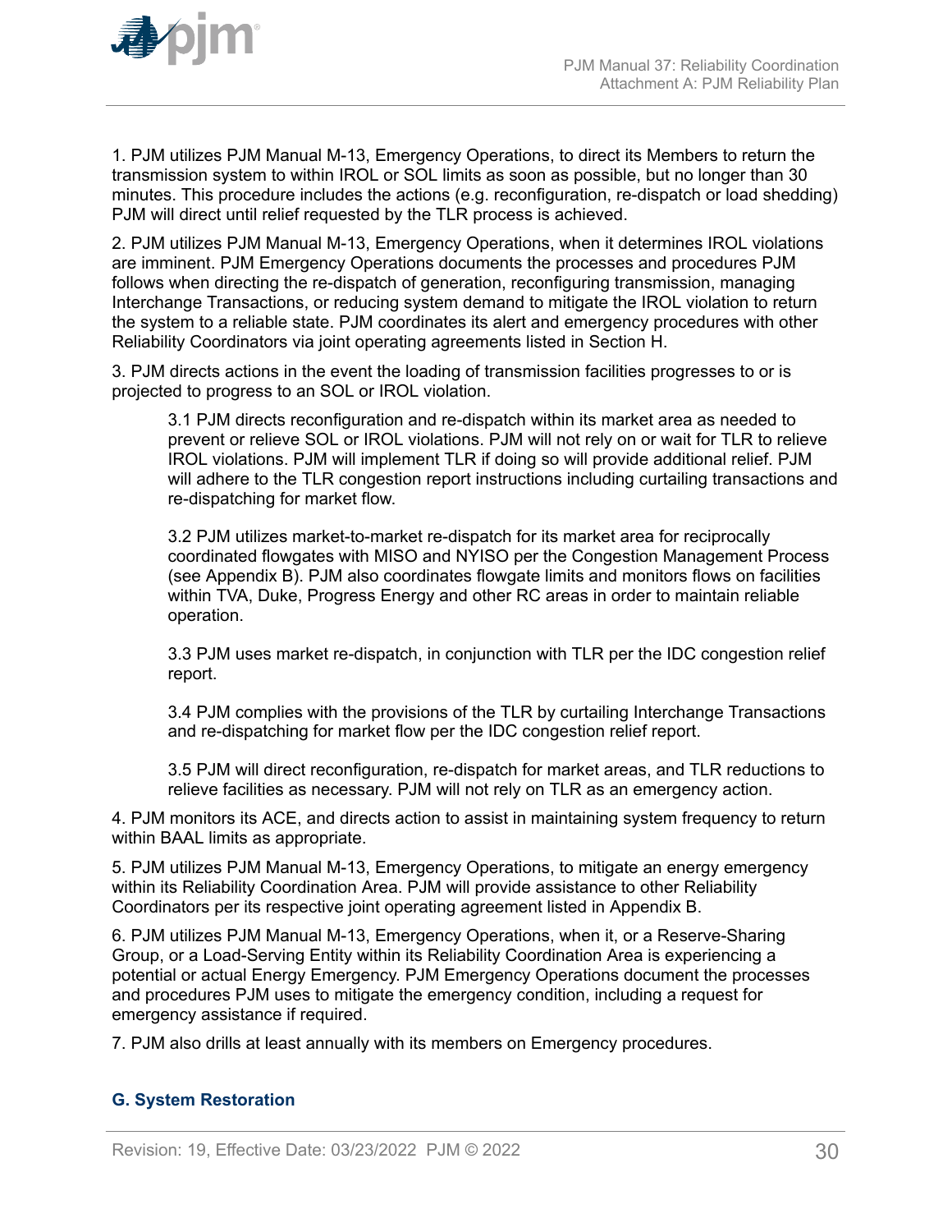1. PJM utilizes PJM Manual M-13, Emergency Operations, to direct its Members to return the transmission system to within IROL or SOL limits as soon as possible, but no longer than 30 minutes. This procedure includes the actions (e.g. reconfiguration, re-dispatch or load shedding) PJM will direct until relief requested by the TLR process is achieved.

2. PJM utilizes PJM Manual M-13, Emergency Operations, when it determines IROL violations are imminent. PJM Emergency Operations documents the processes and procedures PJM follows when directing the re-dispatch of generation, reconfiguring transmission, managing Interchange Transactions, or reducing system demand to mitigate the IROL violation to return the system to a reliable state. PJM coordinates its alert and emergency procedures with other Reliability Coordinators via joint operating agreements listed in Section H.

3. PJM directs actions in the event the loading of transmission facilities progresses to or is projected to progress to an SOL or IROL violation.

> 3.1 PJM directs reconfiguration and re-dispatch within its market area as needed to prevent or relieve SOL or IROL violations. PJM will not rely on or wait for TLR to relieve IROL violations. PJM will implement TLR if doing so will provide additional relief. PJM will adhere to the TLR congestion report instructions including curtailing transactions and re-dispatching for market flow.
>
> 3.2 PJM utilizes market-to-market re-dispatch for its market area for reciprocally coordinated flowgates with MISO and NYISO per the Congestion Management Process (see Appendix B). PJM also coordinates flowgate limits and monitors flows on facilities within TVA, Duke, Progress Energy and other RC areas in order to maintain reliable operation.
>
> 3.3 PJM uses market re-dispatch, in conjunction with TLR per the IDC congestion relief report.
>
> 3.4 PJM complies with the provisions of the TLR by curtailing Interchange Transactions and re-dispatching for market flow per the IDC congestion relief report.
>
> 3.5 PJM will direct reconfiguration, re-dispatch for market areas, and TLR reductions to relieve facilities as necessary. PJM will not rely on TLR as an emergency action.

4. PJM monitors its ACE, and directs action to assist in maintaining system frequency to return within BAAL limits as appropriate.

5. PJM utilizes PJM Manual M-13, Emergency Operations, to mitigate an energy emergency within its Reliability Coordination Area. PJM will provide assistance to other Reliability Coordinators per its respective joint operating agreement listed in Appendix B.

6. PJM utilizes PJM Manual M-13, Emergency Operations, when it, or a Reserve-Sharing Group, or a Load-Serving Entity within its Reliability Coordination Area is experiencing a potential or actual Energy Emergency. PJM Emergency Operations document the processes and procedures PJM uses to mitigate the emergency condition, including a request for emergency assistance if required.

7. PJM also drills at least annually with its members on Emergency procedures.

## G. System Restoration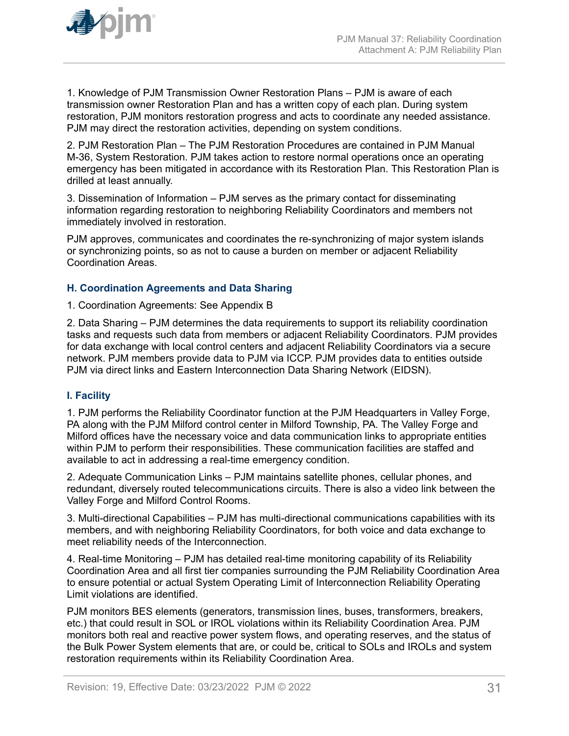1. Knowledge of PJM Transmission Owner Restoration Plans – PJM is aware of each transmission owner Restoration Plan and has a written copy of each plan. During system restoration, PJM monitors restoration progress and acts to coordinate any needed assistance. PJM may direct the restoration activities, depending on system conditions.

2. PJM Restoration Plan – The PJM Restoration Procedures are contained in PJM Manual M-36, System Restoration. PJM takes action to restore normal operations once an operating emergency has been mitigated in accordance with its Restoration Plan. This Restoration Plan is drilled at least annually.

3. Dissemination of Information – PJM serves as the primary contact for disseminating information regarding restoration to neighboring Reliability Coordinators and members not immediately involved in restoration.

PJM approves, communicates and coordinates the re-synchronizing of major system islands or synchronizing points, so as not to cause a burden on member or adjacent Reliability Coordination Areas.

### H. Coordination Agreements and Data Sharing

1. Coordination Agreements: See Appendix B

2. Data Sharing – PJM determines the data requirements to support its reliability coordination tasks and requests such data from members or adjacent Reliability Coordinators. PJM provides for data exchange with local control centers and adjacent Reliability Coordinators via a secure network. PJM members provide data to PJM via ICCP. PJM provides data to entities outside PJM via direct links and Eastern Interconnection Data Sharing Network (EIDSN).

### I. Facility

1. PJM performs the Reliability Coordinator function at the PJM Headquarters in Valley Forge, PA along with the PJM Milford control center in Milford Township, PA. The Valley Forge and Milford offices have the necessary voice and data communication links to appropriate entities within PJM to perform their responsibilities. These communication facilities are staffed and available to act in addressing a real-time emergency condition.

2. Adequate Communication Links – PJM maintains satellite phones, cellular phones, and redundant, diversely routed telecommunications circuits. There is also a video link between the Valley Forge and Milford Control Rooms.

3. Multi-directional Capabilities – PJM has multi-directional communications capabilities with its members, and with neighboring Reliability Coordinators, for both voice and data exchange to meet reliability needs of the Interconnection.

4. Real-time Monitoring – PJM has detailed real-time monitoring capability of its Reliability Coordination Area and all first tier companies surrounding the PJM Reliability Coordination Area to ensure potential or actual System Operating Limit of Interconnection Reliability Operating Limit violations are identified.

PJM monitors BES elements (generators, transmission lines, buses, transformers, breakers, etc.) that could result in SOL or IROL violations within its Reliability Coordination Area. PJM monitors both real and reactive power system flows, and operating reserves, and the status of the Bulk Power System elements that are, or could be, critical to SOLs and IROLs and system restoration requirements within its Reliability Coordination Area.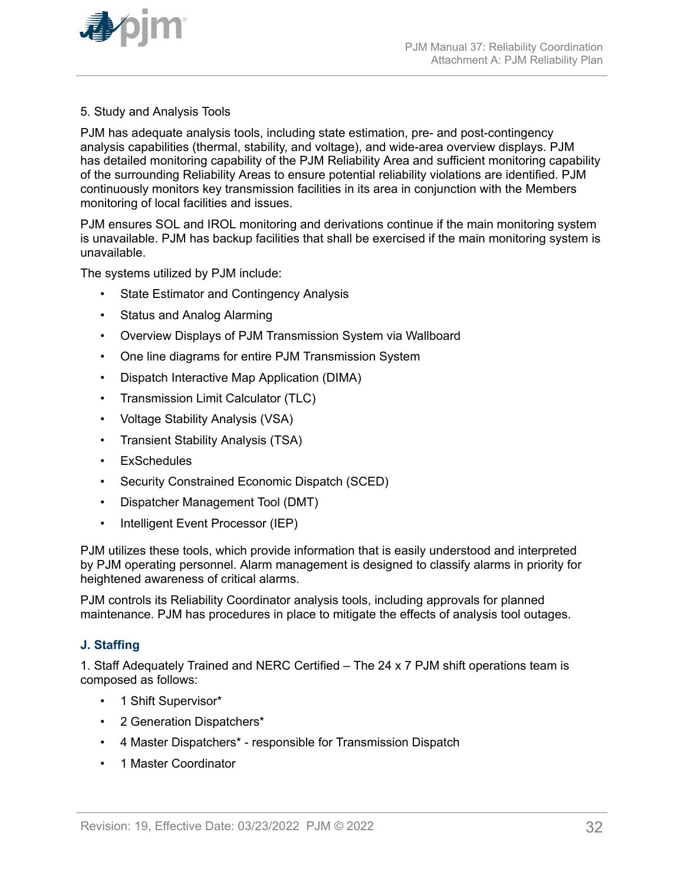5. Study and Analysis Tools

PJM has adequate analysis tools, including state estimation, pre- and post-contingency analysis capabilities (thermal, stability, and voltage), and wide-area overview displays. PJM has detailed monitoring capability of the PJM Reliability Area and sufficient monitoring capability of the surrounding Reliability Areas to ensure potential reliability violations are identified. PJM continuously monitors key transmission facilities in its area in conjunction with the Members monitoring of local facilities and issues.

PJM ensures SOL and IROL monitoring and derivations continue if the main monitoring system is unavailable. PJM has backup facilities that shall be exercised if the main monitoring system is unavailable.

The systems utilized by PJM include:

- State Estimator and Contingency Analysis
- Status and Analog Alarming
- Overview Displays of PJM Transmission System via Wallboard
- One line diagrams for entire PJM Transmission System
- Dispatch Interactive Map Application (DIMA)
- Transmission Limit Calculator (TLC)
- Voltage Stability Analysis (VSA)
- Transient Stability Analysis (TSA)
- ExSchedules
- Security Constrained Economic Dispatch (SCED)
- Dispatcher Management Tool (DMT)
- Intelligent Event Processor (IEP)

PJM utilizes these tools, which provide information that is easily understood and interpreted by PJM operating personnel. Alarm management is designed to classify alarms in priority for heightened awareness of critical alarms.

PJM controls its Reliability Coordinator analysis tools, including approvals for planned maintenance. PJM has procedures in place to mitigate the effects of analysis tool outages.

### J. Staffing

1. Staff Adequately Trained and NERC Certified – The 24 x 7 PJM shift operations team is composed as follows:

- 1 Shift Supervisor*
- 2 Generation Dispatchers*
- 4 Master Dispatchers* - responsible for Transmission Dispatch
- 1 Master Coordinator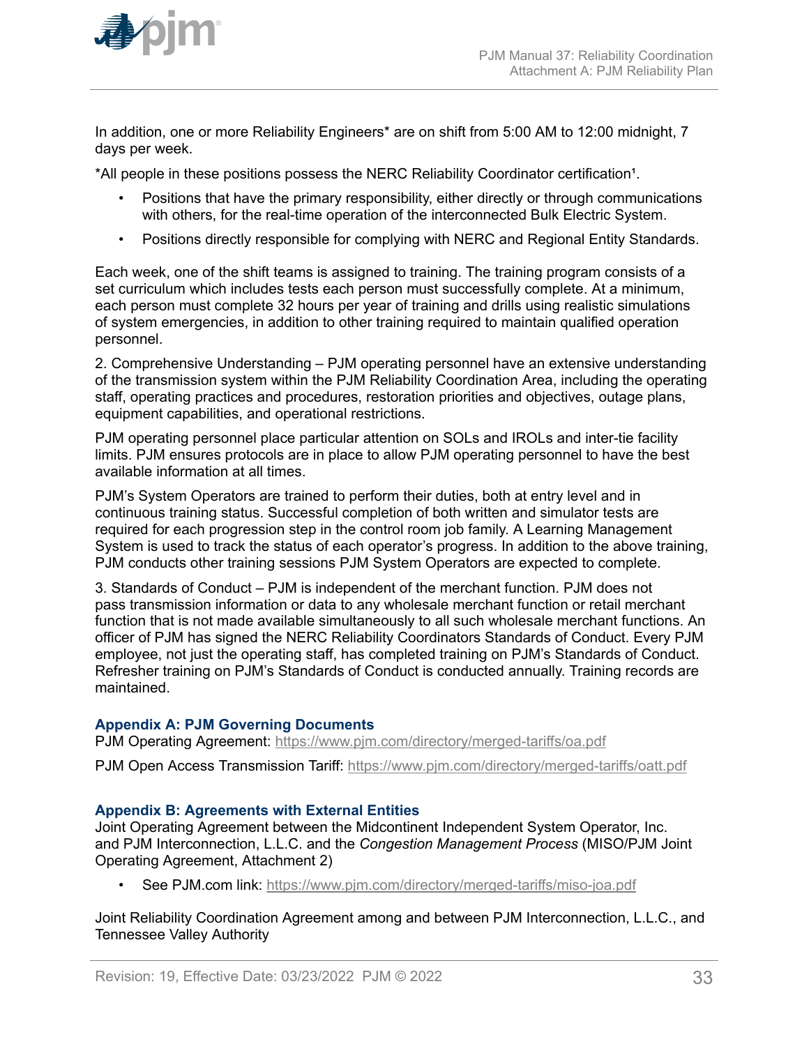In addition, one or more Reliability Engineers* are on shift from 5:00 AM to 12:00 midnight, 7 days per week.

*All people in these positions possess the NERC Reliability Coordinator certification[1].

- Positions that have the primary responsibility, either directly or through communications with others, for the real-time operation of the interconnected Bulk Electric System.
- Positions directly responsible for complying with NERC and Regional Entity Standards.

Each week, one of the shift teams is assigned to training. The training program consists of a set curriculum which includes tests each person must successfully complete. At a minimum, each person must complete 32 hours per year of training and drills using realistic simulations of system emergencies, in addition to other training required to maintain qualified operation personnel.

2. Comprehensive Understanding – PJM operating personnel have an extensive understanding of the transmission system within the PJM Reliability Coordination Area, including the operating staff, operating practices and procedures, restoration priorities and objectives, outage plans, equipment capabilities, and operational restrictions.

PJM operating personnel place particular attention on SOLs and IROLs and inter-tie facility limits. PJM ensures protocols are in place to allow PJM operating personnel to have the best available information at all times.

PJM's System Operators are trained to perform their duties, both at entry level and in continuous training status. Successful completion of both written and simulator tests are required for each progression step in the control room job family. A Learning Management System is used to track the status of each operator's progress. In addition to the above training, PJM conducts other training sessions PJM System Operators are expected to complete.

3. Standards of Conduct – PJM is independent of the merchant function. PJM does not pass transmission information or data to any wholesale merchant function or retail merchant function that is not made available simultaneously to all such wholesale merchant functions. An officer of PJM has signed the NERC Reliability Coordinators Standards of Conduct. Every PJM employee, not just the operating staff, has completed training on PJM's Standards of Conduct. Refresher training on PJM's Standards of Conduct is conducted annually. Training records are maintained.

### Appendix A: PJM Governing Documents

PJM Operating Agreement: https://www.pjm.com/directory/merged-tariffs/oa.pdf

PJM Open Access Transmission Tariff: https://www.pjm.com/directory/merged-tariffs/oatt.pdf

### Appendix B: Agreements with External Entities

Joint Operating Agreement between the Midcontinent Independent System Operator, Inc. and PJM Interconnection, L.L.C. and the *Congestion Management Process* (MISO/PJM Joint Operating Agreement, Attachment 2)

- See PJM.com link: https://www.pjm.com/directory/merged-tariffs/miso-joa.pdf

Joint Reliability Coordination Agreement among and between PJM Interconnection, L.L.C., and Tennessee Valley Authority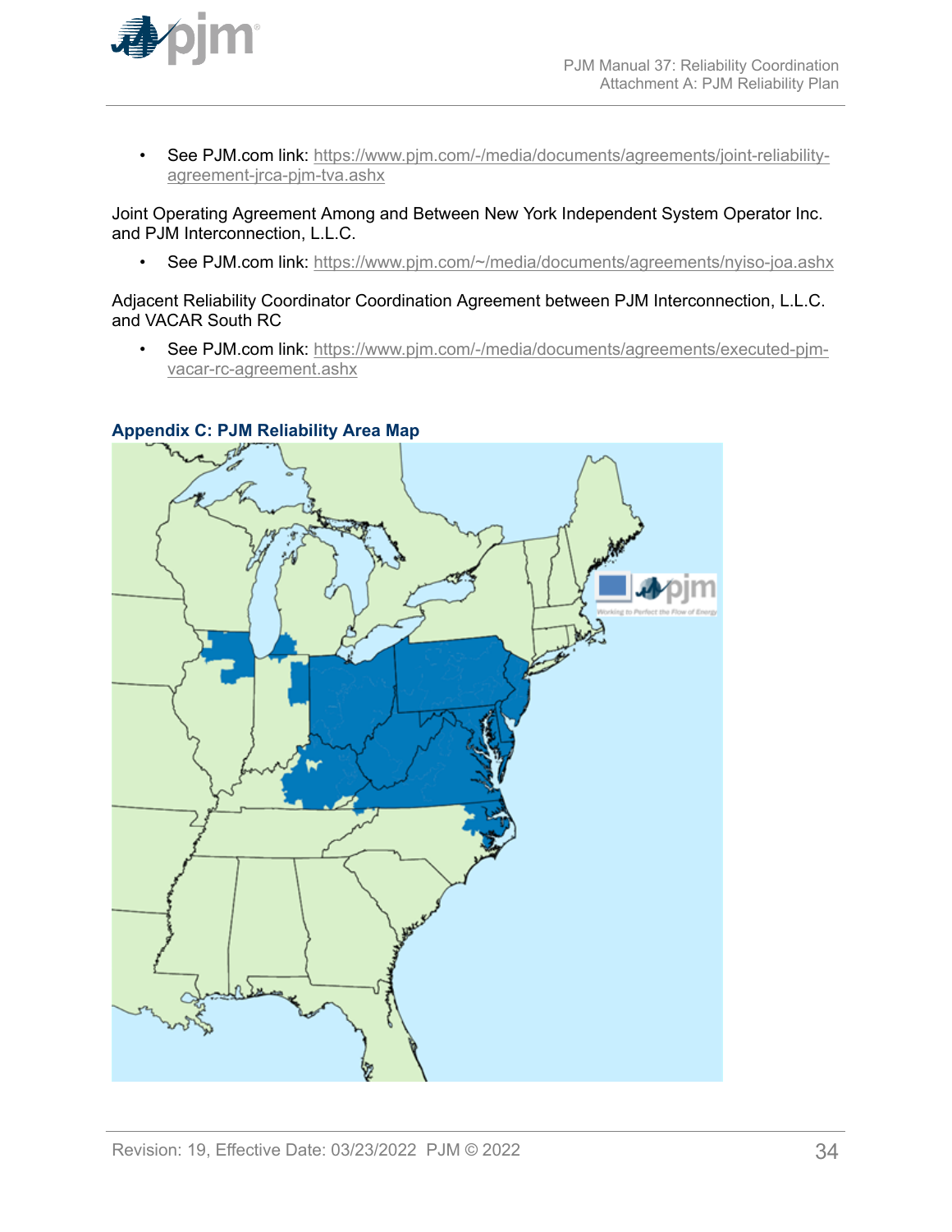- See PJM.com link: https://www.pjm.com/-/media/documents/agreements/joint-reliability-agreement-jrca-pjm-tva.ashx

Joint Operating Agreement Among and Between New York Independent System Operator Inc. and PJM Interconnection, L.L.C.

- See PJM.com link: https://www.pjm.com/~/media/documents/agreements/nyiso-joa.ashx

Adjacent Reliability Coordinator Coordination Agreement between PJM Interconnection, L.L.C. and VACAR South RC

- See PJM.com link: https://www.pjm.com/-/media/documents/agreements/executed-pjm-vacar-rc-agreement.ashx

## Appendix C: PJM Reliability Area Map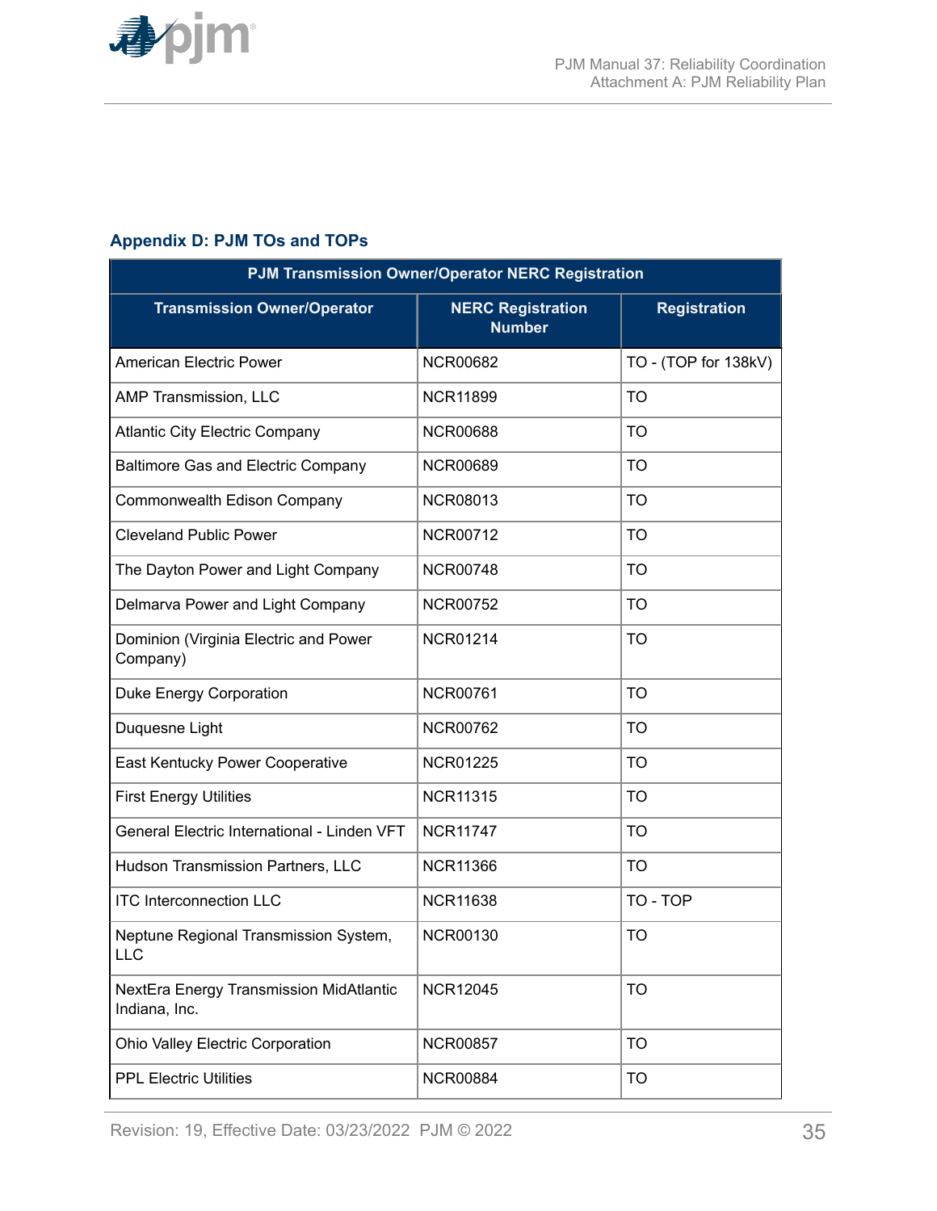## Appendix D: PJM TOs and TOPs

| PJM Transmission Owner/Operator NERC Registration | | |
|---|---|---|
| **Transmission Owner/Operator** | **NERC Registration Number** | **Registration** |
| American Electric Power | NCR00682 | TO - (TOP for 138kV) |
| AMP Transmission, LLC | NCR11899 | TO |
| Atlantic City Electric Company | NCR00688 | TO |
| Baltimore Gas and Electric Company | NCR00689 | TO |
| Commonwealth Edison Company | NCR08013 | TO |
| Cleveland Public Power | NCR00712 | TO |
| The Dayton Power and Light Company | NCR00748 | TO |
| Delmarva Power and Light Company | NCR00752 | TO |
| Dominion (Virginia Electric and Power Company) | NCR01214 | TO |
| Duke Energy Corporation | NCR00761 | TO |
| Duquesne Light | NCR00762 | TO |
| East Kentucky Power Cooperative | NCR01225 | TO |
| First Energy Utilities | NCR11315 | TO |
| General Electric International - Linden VFT | NCR11747 | TO |
| Hudson Transmission Partners, LLC | NCR11366 | TO |
| ITC Interconnection LLC | NCR11638 | TO - TOP |
| Neptune Regional Transmission System, LLC | NCR00130 | TO |
| NextEra Energy Transmission MidAtlantic Indiana, Inc. | NCR12045 | TO |
| Ohio Valley Electric Corporation | NCR00857 | TO |
| PPL Electric Utilities | NCR00884 | TO |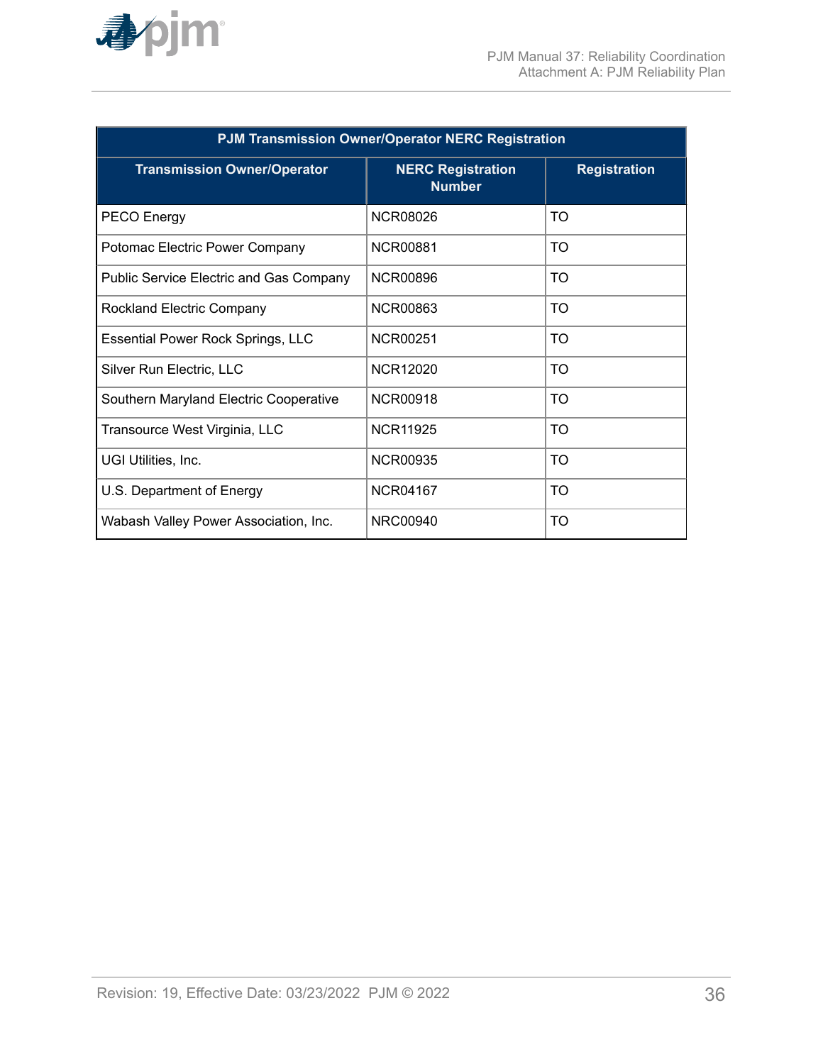| PJM Transmission Owner/Operator NERC Registration | | |
|---|---|---|
| **Transmission Owner/Operator** | **NERC Registration Number** | **Registration** |
| PECO Energy | NCR08026 | TO |
| Potomac Electric Power Company | NCR00881 | TO |
| Public Service Electric and Gas Company | NCR00896 | TO |
| Rockland Electric Company | NCR00863 | TO |
| Essential Power Rock Springs, LLC | NCR00251 | TO |
| Silver Run Electric, LLC | NCR12020 | TO |
| Southern Maryland Electric Cooperative | NCR00918 | TO |
| Transource West Virginia, LLC | NCR11925 | TO |
| UGI Utilities, Inc. | NCR00935 | TO |
| U.S. Department of Energy | NCR04167 | TO |
| Wabash Valley Power Association, Inc. | NRC00940 | TO |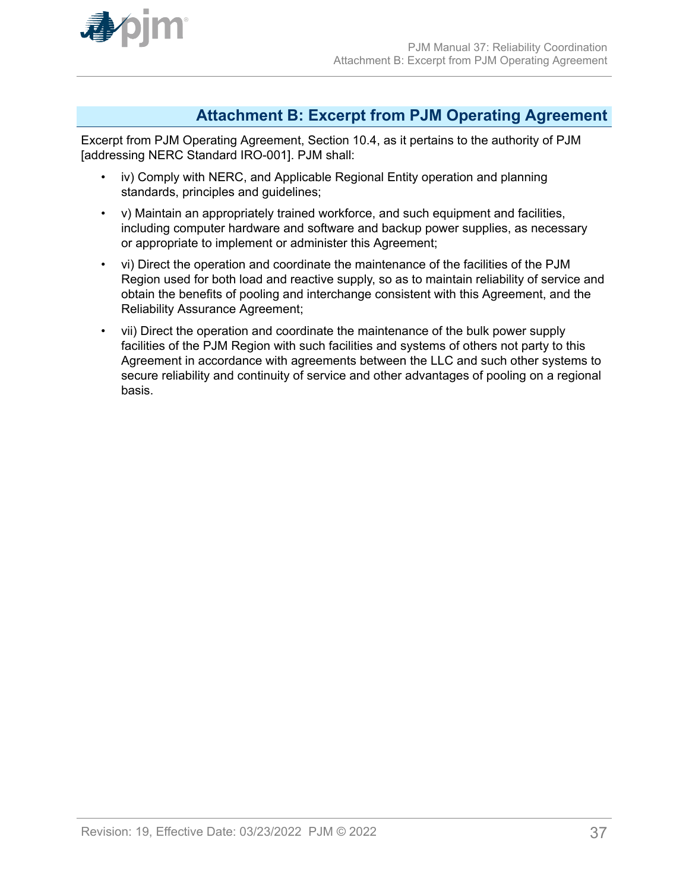# Attachment B: Excerpt from PJM Operating Agreement

Excerpt from PJM Operating Agreement, Section 10.4, as it pertains to the authority of PJM [addressing NERC Standard IRO-001]. PJM shall:

- iv) Comply with NERC, and Applicable Regional Entity operation and planning standards, principles and guidelines;
- v) Maintain an appropriately trained workforce, and such equipment and facilities, including computer hardware and software and backup power supplies, as necessary or appropriate to implement or administer this Agreement;
- vi) Direct the operation and coordinate the maintenance of the facilities of the PJM Region used for both load and reactive supply, so as to maintain reliability of service and obtain the benefits of pooling and interchange consistent with this Agreement, and the Reliability Assurance Agreement;
- vii) Direct the operation and coordinate the maintenance of the bulk power supply facilities of the PJM Region with such facilities and systems of others not party to this Agreement in accordance with agreements between the LLC and such other systems to secure reliability and continuity of service and other advantages of pooling on a regional basis.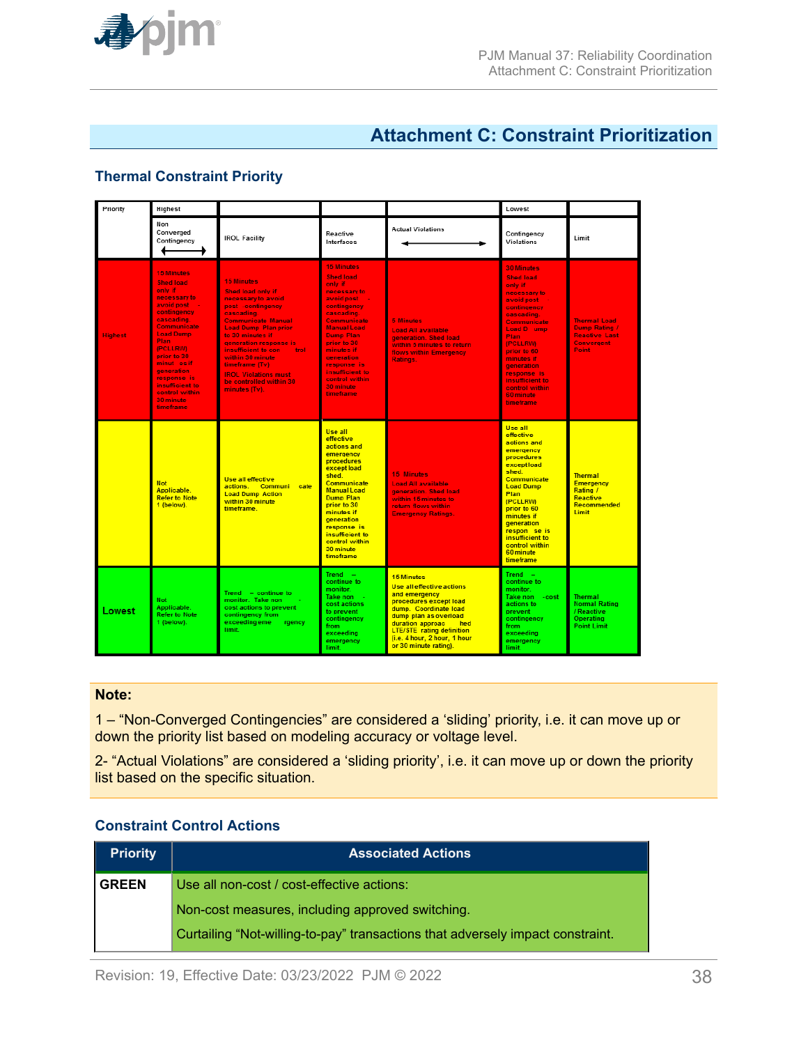# Attachment C: Constraint Prioritization

## Thermal Constraint Priority

| Priority | Highest | | | | Lowest | |
|---|---|---|---|---|---|---|
| | Non Converged Contingency ⟷ | IROL Facility | Reactive Interfaces | Actual Violations ⟷ | Contingency Violations | Limit |
| Highest | 15 Minutes Shed load only if necessary to avoid post - contingency cascading. Communicate Load Dump Plan (PCLLRW) prior to 30 minut as if generation response is insufficient to control within 30 minute timeframe | 15 Minutes Shed load only if necessary to avoid post contingency cascading. Communicate Manual Load Dump Plan prior to 30 minutes if generation response is insufficient to con trol within 30 minute timeframe (Tv) IROL Violations must be controlled within 30 minutes (Tv). | 15 Minutes Shed load only if necessary to avoid post - contingency cascading. Communicate Manual Load Dump Plan prior to 30 minutes if generation response is insufficient to control within 30 minute timeframe | 5 Minutes Load All available generation. Shed load within 5 minutes to return flows within Emergency Ratings. | 30 Minutes Shed load only if necessary to avoid post contingency cascading. Communicate Load D rop Plan (PCLLRW) prior to 60 minutes if generation response is insufficient to control within 60 minute timeframe | Thermal Load Dump Rating / Reactive Last Convergent Point |
| | Not Applicable. Refer to Note 1 (below). | Use all effective actions. Communi cate Load Dump Action within 30 minute timeframe. | Use all effective actions and emergency procedures except load shed. Communicate Manual Load Dump Plan prior to 30 minutes if generation response is insufficient to control within 30 minute timeframe | 15 Minutes Load All available generation. Shed load within 15 minutes to return flows within Emergency Ratings. | Use all effective actions and emergency procedures exceptload shed. Communicate Load Dump Plan (PCLLRW) prior to 60 minutes if generation respon se is insufficient to control within 60 minute timeframe | Thermal Emergency Rating / Reactive Recommended Limit |
| Lowest | Not Applicable. Refer to Note 1 (below). | Trend – continue to monitor. Take non - cost actions to prevent contingency from exceeding eme rgency limit. | Trend – continue to monitor. Take non - cost actions to prevent contingency from exceeding emergency limit. | 15 Minutes Use all effective actions and emergency procedures except load dump. Coordinate load dump plan as overload duration approac hed LTE/STE rating definition (i.e. 4 hour, 2 hour, 1 hour or 30 minute rating). | Trend – continue to monitor. Take non -cost actions to prevent contingency from exceeding emergency limit | Thermal Normal Rating / Reactive Operating Point Limit |

**Note:**

1 – "Non-Converged Contingencies" are considered a 'sliding' priority, i.e. it can move up or down the priority list based on modeling accuracy or voltage level.

2- "Actual Violations" are considered a 'sliding priority', i.e. it can move up or down the priority list based on the specific situation.

## Constraint Control Actions

| Priority | Associated Actions |
|---|---|
| GREEN | Use all non-cost / cost-effective actions: |
| | Non-cost measures, including approved switching. |
| | Curtailing "Not-willing-to-pay" transactions that adversely impact constraint. |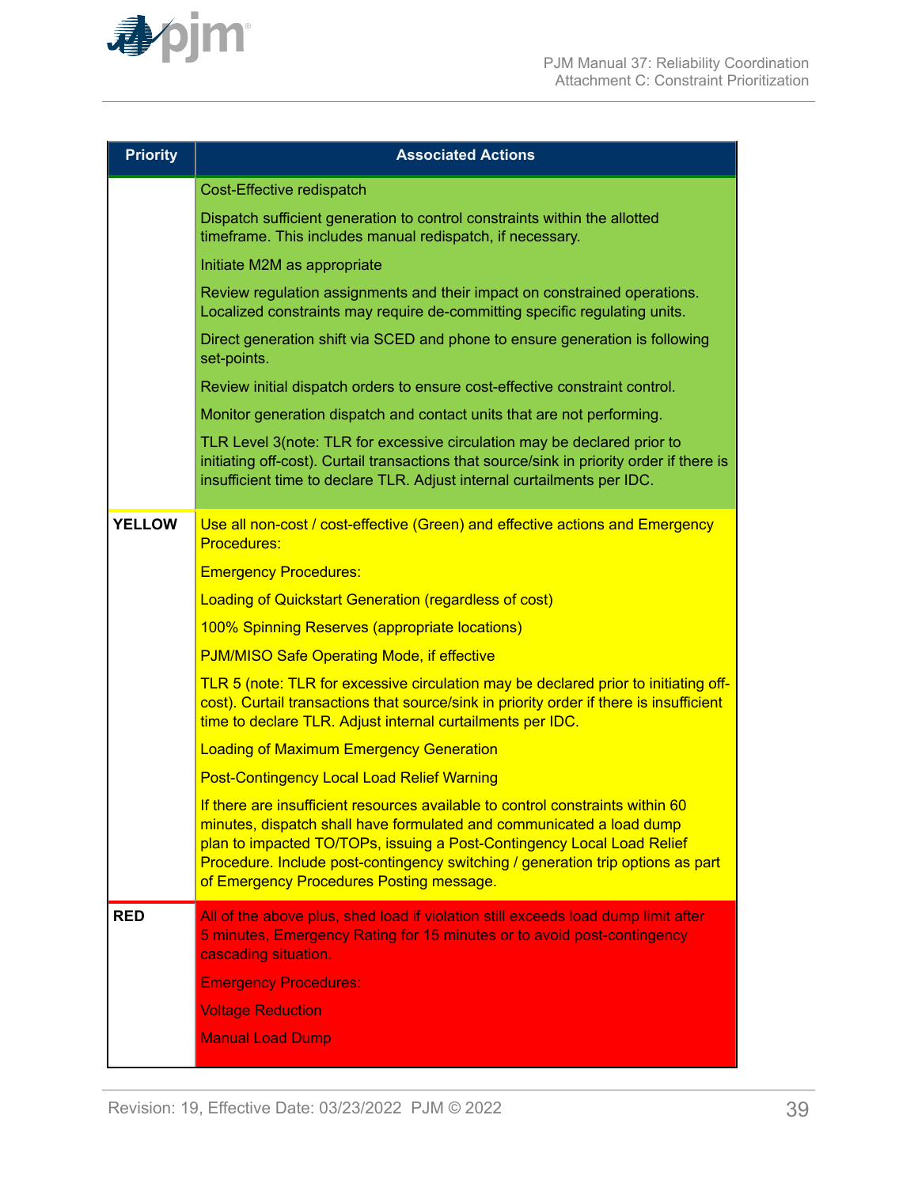| Priority | Associated Actions |
|---|---|
| | Cost-Effective redispatch<br>Dispatch sufficient generation to control constraints within the allotted timeframe. This includes manual redispatch, if necessary.<br>Initiate M2M as appropriate<br>Review regulation assignments and their impact on constrained operations. Localized constraints may require de-committing specific regulating units.<br>Direct generation shift via SCED and phone to ensure generation is following set-points.<br>Review initial dispatch orders to ensure cost-effective constraint control.<br>Monitor generation dispatch and contact units that are not performing.<br>TLR Level 3(note: TLR for excessive circulation may be declared prior to initiating off-cost). Curtail transactions that source/sink in priority order if there is insufficient time to declare TLR. Adjust internal curtailments per IDC. |
| **YELLOW** | Use all non-cost / cost-effective (Green) and effective actions and Emergency Procedures:<br>Emergency Procedures:<br>Loading of Quickstart Generation (regardless of cost)<br>100% Spinning Reserves (appropriate locations)<br>PJM/MISO Safe Operating Mode, if effective<br>TLR 5 (note: TLR for excessive circulation may be declared prior to initiating off-cost). Curtail transactions that source/sink in priority order if there is insufficient time to declare TLR. Adjust internal curtailments per IDC.<br>Loading of Maximum Emergency Generation<br>Post-Contingency Local Load Relief Warning<br>If there are insufficient resources available to control constraints within 60 minutes, dispatch shall have formulated and communicated a load dump plan to impacted TO/TOPs, issuing a Post-Contingency Local Load Relief Procedure. Include post-contingency switching / generation trip options as part of Emergency Procedures Posting message. |
| **RED** | All of the above plus, shed load if violation still exceeds load dump limit after 5 minutes, Emergency Rating for 15 minutes or to avoid post-contingency cascading situation.<br>Emergency Procedures:<br>Voltage Reduction<br>Manual Load Dump |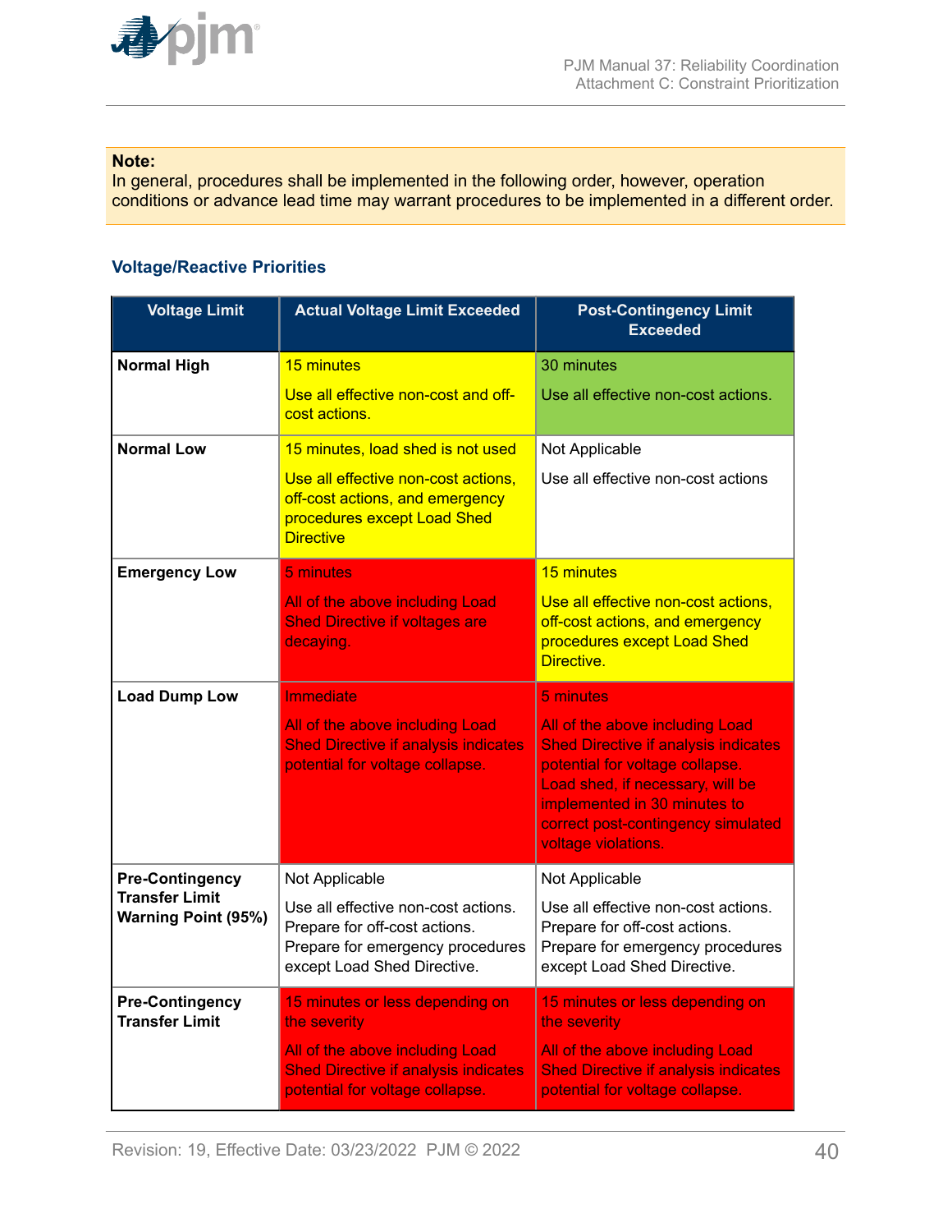**Note:**
In general, procedures shall be implemented in the following order, however, operation conditions or advance lead time may warrant procedures to be implemented in a different order.

### Voltage/Reactive Priorities

| Voltage Limit | Actual Voltage Limit Exceeded | Post-Contingency Limit Exceeded |
|---|---|---|
| **Normal High** | 15 minutes<br><br>Use all effective non-cost and off-cost actions. | 30 minutes<br><br>Use all effective non-cost actions. |
| **Normal Low** | 15 minutes, load shed is not used<br><br>Use all effective non-cost actions, off-cost actions, and emergency procedures except Load Shed Directive | Not Applicable<br><br>Use all effective non-cost actions |
| **Emergency Low** | 5 minutes<br><br>All of the above including Load Shed Directive if voltages are decaying. | 15 minutes<br><br>Use all effective non-cost actions, off-cost actions, and emergency procedures except Load Shed Directive. |
| **Load Dump Low** | Immediate<br><br>All of the above including Load Shed Directive if analysis indicates potential for voltage collapse. | 5 minutes<br><br>All of the above including Load Shed Directive if analysis indicates potential for voltage collapse. Load shed, if necessary, will be implemented in 30 minutes to correct post-contingency simulated voltage violations. |
| **Pre-Contingency Transfer Limit Warning Point (95%)** | Not Applicable<br><br>Use all effective non-cost actions. Prepare for off-cost actions. Prepare for emergency procedures except Load Shed Directive. | Not Applicable<br><br>Use all effective non-cost actions. Prepare for off-cost actions. Prepare for emergency procedures except Load Shed Directive. |
| **Pre-Contingency Transfer Limit** | 15 minutes or less depending on the severity<br><br>All of the above including Load Shed Directive if analysis indicates potential for voltage collapse. | 15 minutes or less depending on the severity<br><br>All of the above including Load Shed Directive if analysis indicates potential for voltage collapse. |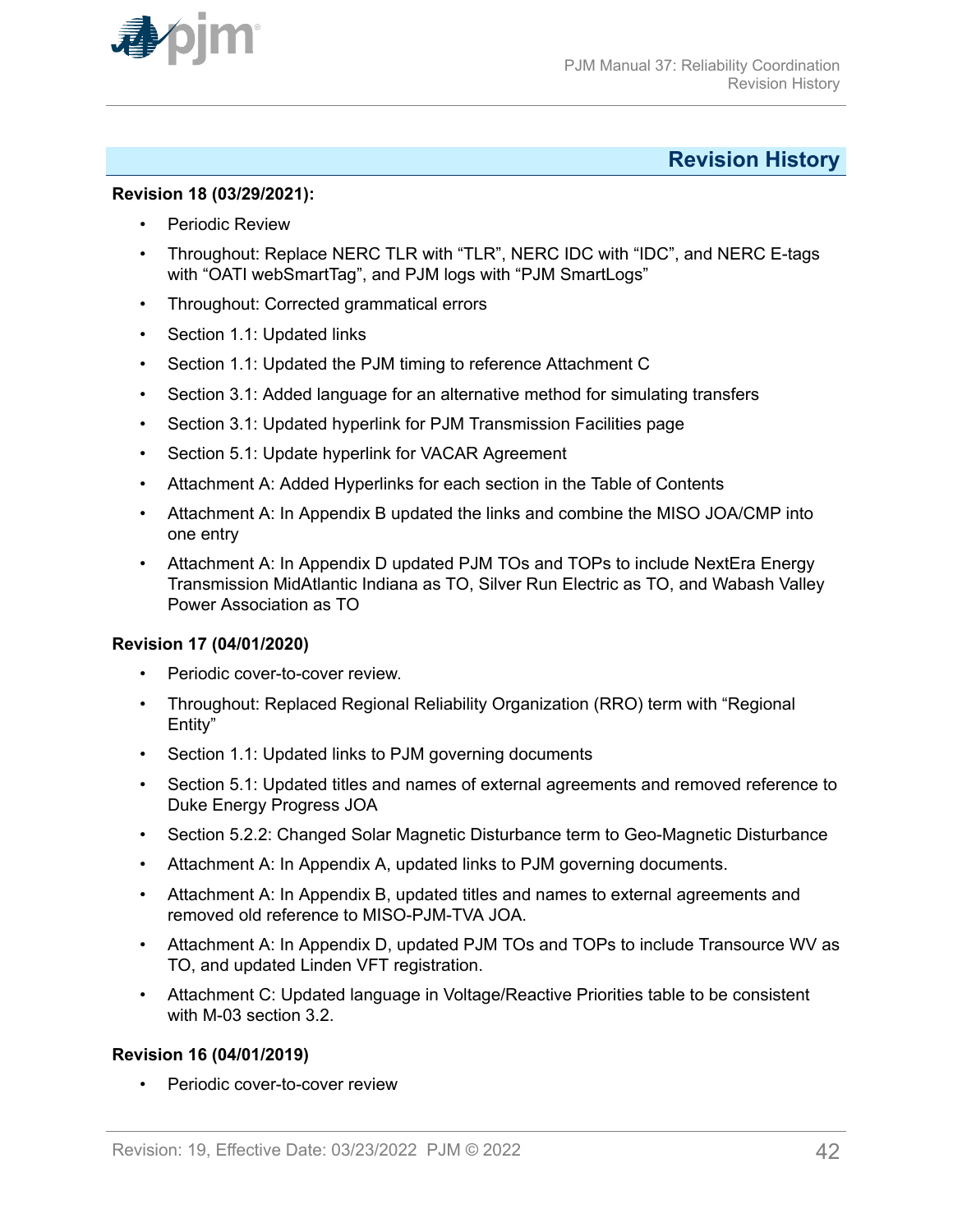## Revision History

**Revision 18 (03/29/2021):**

- Periodic Review
- Throughout: Replace NERC TLR with "TLR", NERC IDC with "IDC", and NERC E-tags with "OATI webSmartTag", and PJM logs with "PJM SmartLogs"
- Throughout: Corrected grammatical errors
- Section 1.1: Updated links
- Section 1.1: Updated the PJM timing to reference Attachment C
- Section 3.1: Added language for an alternative method for simulating transfers
- Section 3.1: Updated hyperlink for PJM Transmission Facilities page
- Section 5.1: Update hyperlink for VACAR Agreement
- Attachment A: Added Hyperlinks for each section in the Table of Contents
- Attachment A: In Appendix B updated the links and combine the MISO JOA/CMP into one entry
- Attachment A: In Appendix D updated PJM TOs and TOPs to include NextEra Energy Transmission MidAtlantic Indiana as TO, Silver Run Electric as TO, and Wabash Valley Power Association as TO

**Revision 17 (04/01/2020)**

- Periodic cover-to-cover review.
- Throughout: Replaced Regional Reliability Organization (RRO) term with "Regional Entity"
- Section 1.1: Updated links to PJM governing documents
- Section 5.1: Updated titles and names of external agreements and removed reference to Duke Energy Progress JOA
- Section 5.2.2: Changed Solar Magnetic Disturbance term to Geo-Magnetic Disturbance
- Attachment A: In Appendix A, updated links to PJM governing documents.
- Attachment A: In Appendix B, updated titles and names to external agreements and removed old reference to MISO-PJM-TVA JOA.
- Attachment A: In Appendix D, updated PJM TOs and TOPs to include Transource WV as TO, and updated Linden VFT registration.
- Attachment C: Updated language in Voltage/Reactive Priorities table to be consistent with M-03 section 3.2.

**Revision 16 (04/01/2019)**

- Periodic cover-to-cover review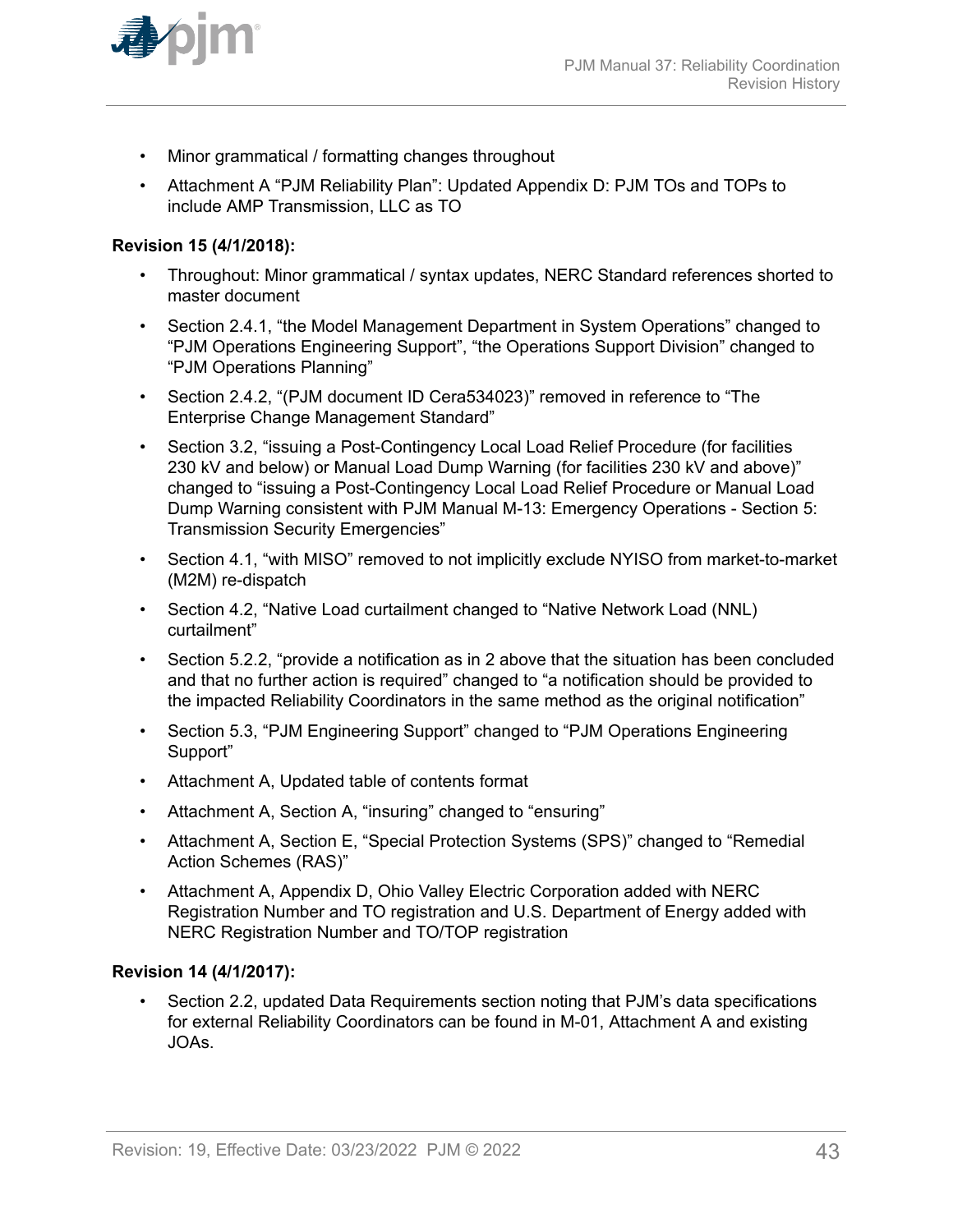- Minor grammatical / formatting changes throughout
- Attachment A "PJM Reliability Plan": Updated Appendix D: PJM TOs and TOPs to include AMP Transmission, LLC as TO

**Revision 15 (4/1/2018):**

- Throughout: Minor grammatical / syntax updates, NERC Standard references shorted to master document
- Section 2.4.1, "the Model Management Department in System Operations" changed to "PJM Operations Engineering Support", "the Operations Support Division" changed to "PJM Operations Planning"
- Section 2.4.2, "(PJM document ID Cera534023)" removed in reference to "The Enterprise Change Management Standard"
- Section 3.2, "issuing a Post-Contingency Local Load Relief Procedure (for facilities 230 kV and below) or Manual Load Dump Warning (for facilities 230 kV and above)" changed to "issuing a Post-Contingency Local Load Relief Procedure or Manual Load Dump Warning consistent with PJM Manual M-13: Emergency Operations - Section 5: Transmission Security Emergencies"
- Section 4.1, "with MISO" removed to not implicitly exclude NYISO from market-to-market (M2M) re-dispatch
- Section 4.2, "Native Load curtailment changed to "Native Network Load (NNL) curtailment"
- Section 5.2.2, "provide a notification as in 2 above that the situation has been concluded and that no further action is required" changed to "a notification should be provided to the impacted Reliability Coordinators in the same method as the original notification"
- Section 5.3, "PJM Engineering Support" changed to "PJM Operations Engineering Support"
- Attachment A, Updated table of contents format
- Attachment A, Section A, "insuring" changed to "ensuring"
- Attachment A, Section E, "Special Protection Systems (SPS)" changed to "Remedial Action Schemes (RAS)"
- Attachment A, Appendix D, Ohio Valley Electric Corporation added with NERC Registration Number and TO registration and U.S. Department of Energy added with NERC Registration Number and TO/TOP registration

**Revision 14 (4/1/2017):**

- Section 2.2, updated Data Requirements section noting that PJM's data specifications for external Reliability Coordinators can be found in M-01, Attachment A and existing JOAs.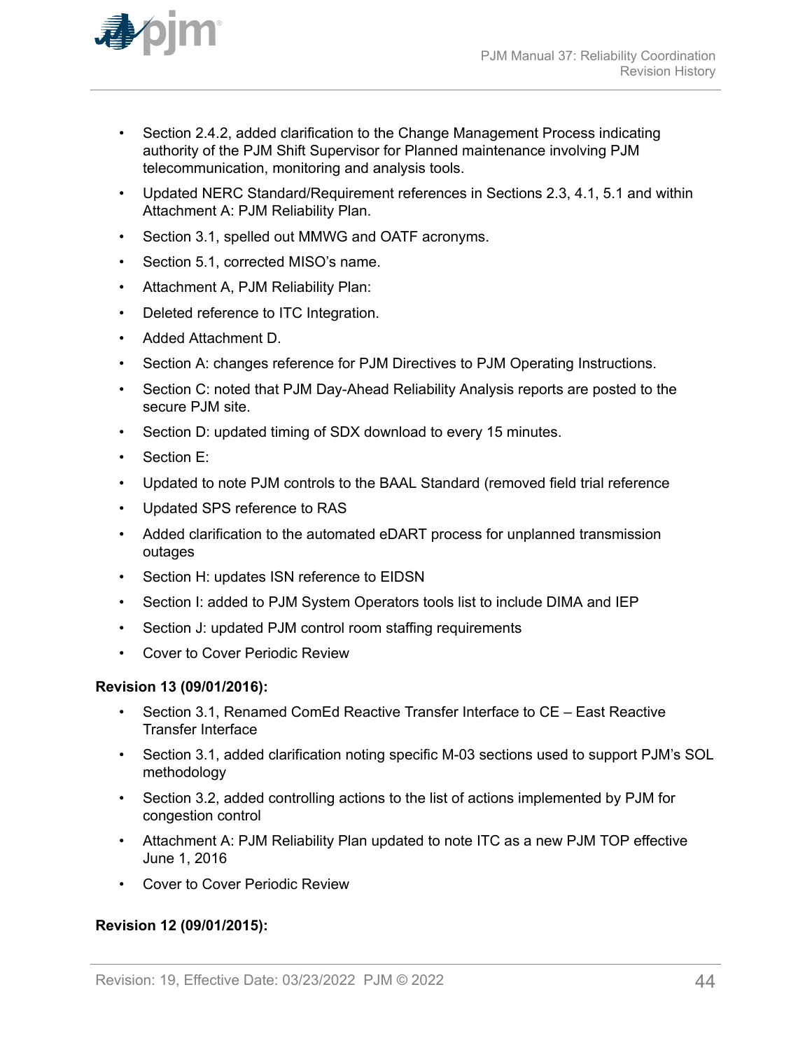- Section 2.4.2, added clarification to the Change Management Process indicating authority of the PJM Shift Supervisor for Planned maintenance involving PJM telecommunication, monitoring and analysis tools.
- Updated NERC Standard/Requirement references in Sections 2.3, 4.1, 5.1 and within Attachment A: PJM Reliability Plan.
- Section 3.1, spelled out MMWG and OATF acronyms.
- Section 5.1, corrected MISO's name.
- Attachment A, PJM Reliability Plan:
- Deleted reference to ITC Integration.
- Added Attachment D.
- Section A: changes reference for PJM Directives to PJM Operating Instructions.
- Section C: noted that PJM Day-Ahead Reliability Analysis reports are posted to the secure PJM site.
- Section D: updated timing of SDX download to every 15 minutes.
- Section E:
- Updated to note PJM controls to the BAAL Standard (removed field trial reference
- Updated SPS reference to RAS
- Added clarification to the automated eDART process for unplanned transmission outages
- Section H: updates ISN reference to EIDSN
- Section I: added to PJM System Operators tools list to include DIMA and IEP
- Section J: updated PJM control room staffing requirements
- Cover to Cover Periodic Review

**Revision 13 (09/01/2016):**

- Section 3.1, Renamed ComEd Reactive Transfer Interface to CE – East Reactive Transfer Interface
- Section 3.1, added clarification noting specific M-03 sections used to support PJM's SOL methodology
- Section 3.2, added controlling actions to the list of actions implemented by PJM for congestion control
- Attachment A: PJM Reliability Plan updated to note ITC as a new PJM TOP effective June 1, 2016
- Cover to Cover Periodic Review

**Revision 12 (09/01/2015):**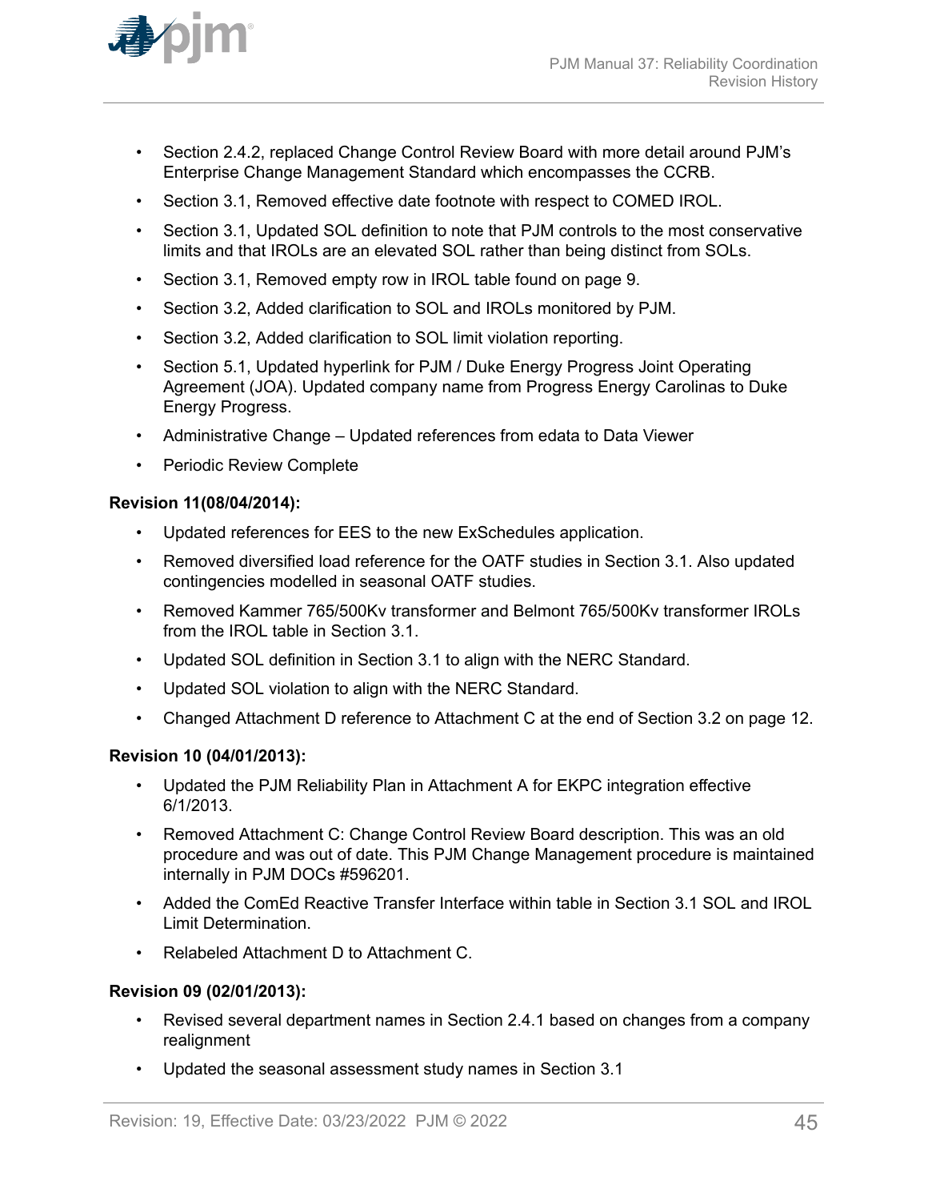- Section 2.4.2, replaced Change Control Review Board with more detail around PJM's Enterprise Change Management Standard which encompasses the CCRB.
- Section 3.1, Removed effective date footnote with respect to COMED IROL.
- Section 3.1, Updated SOL definition to note that PJM controls to the most conservative limits and that IROLs are an elevated SOL rather than being distinct from SOLs.
- Section 3.1, Removed empty row in IROL table found on page 9.
- Section 3.2, Added clarification to SOL and IROLs monitored by PJM.
- Section 3.2, Added clarification to SOL limit violation reporting.
- Section 5.1, Updated hyperlink for PJM / Duke Energy Progress Joint Operating Agreement (JOA). Updated company name from Progress Energy Carolinas to Duke Energy Progress.
- Administrative Change – Updated references from edata to Data Viewer
- Periodic Review Complete

**Revision 11(08/04/2014):**

- Updated references for EES to the new ExSchedules application.
- Removed diversified load reference for the OATF studies in Section 3.1. Also updated contingencies modelled in seasonal OATF studies.
- Removed Kammer 765/500Kv transformer and Belmont 765/500Kv transformer IROLs from the IROL table in Section 3.1.
- Updated SOL definition in Section 3.1 to align with the NERC Standard.
- Updated SOL violation to align with the NERC Standard.
- Changed Attachment D reference to Attachment C at the end of Section 3.2 on page 12.

**Revision 10 (04/01/2013):**

- Updated the PJM Reliability Plan in Attachment A for EKPC integration effective 6/1/2013.
- Removed Attachment C: Change Control Review Board description. This was an old procedure and was out of date. This PJM Change Management procedure is maintained internally in PJM DOCs #596201.
- Added the ComEd Reactive Transfer Interface within table in Section 3.1 SOL and IROL Limit Determination.
- Relabeled Attachment D to Attachment C.

**Revision 09 (02/01/2013):**

- Revised several department names in Section 2.4.1 based on changes from a company realignment
- Updated the seasonal assessment study names in Section 3.1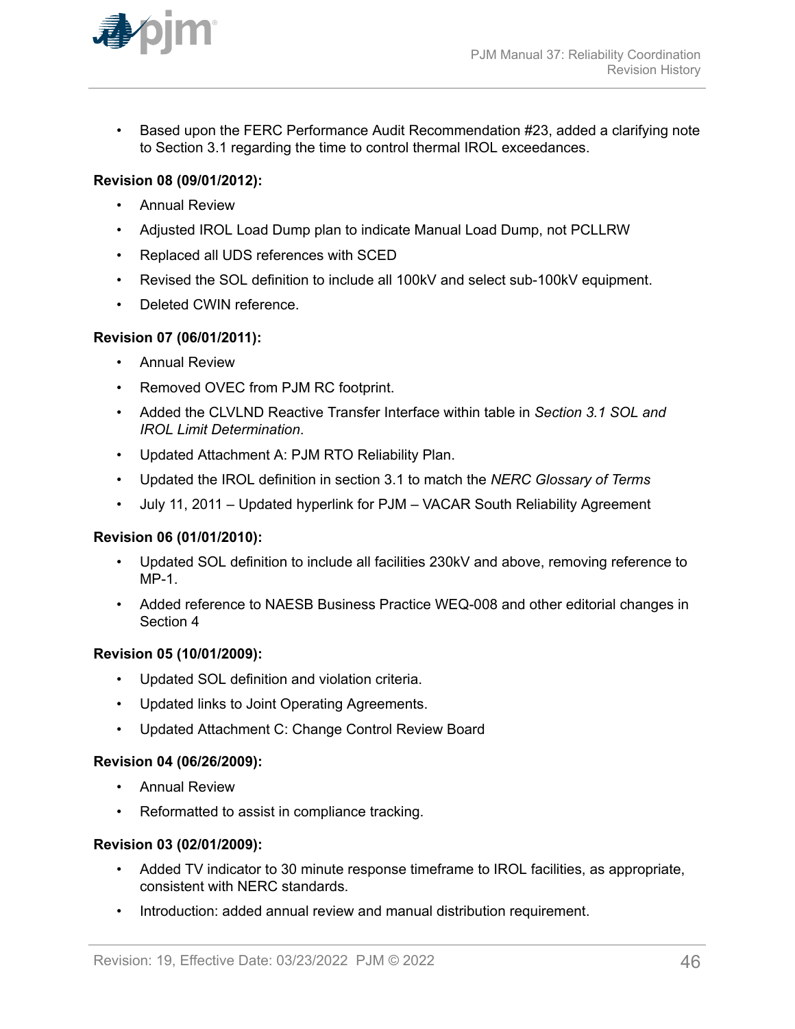- Based upon the FERC Performance Audit Recommendation #23, added a clarifying note to Section 3.1 regarding the time to control thermal IROL exceedances.

**Revision 08 (09/01/2012):**

- Annual Review
- Adjusted IROL Load Dump plan to indicate Manual Load Dump, not PCLLRW
- Replaced all UDS references with SCED
- Revised the SOL definition to include all 100kV and select sub-100kV equipment.
- Deleted CWIN reference.

**Revision 07 (06/01/2011):**

- Annual Review
- Removed OVEC from PJM RC footprint.
- Added the CLVLND Reactive Transfer Interface within table in *Section 3.1 SOL and IROL Limit Determination*.
- Updated Attachment A: PJM RTO Reliability Plan.
- Updated the IROL definition in section 3.1 to match the *NERC Glossary of Terms*
- July 11, 2011 – Updated hyperlink for PJM – VACAR South Reliability Agreement

**Revision 06 (01/01/2010):**

- Updated SOL definition to include all facilities 230kV and above, removing reference to MP-1.
- Added reference to NAESB Business Practice WEQ-008 and other editorial changes in Section 4

**Revision 05 (10/01/2009):**

- Updated SOL definition and violation criteria.
- Updated links to Joint Operating Agreements.
- Updated Attachment C: Change Control Review Board

**Revision 04 (06/26/2009):**

- Annual Review
- Reformatted to assist in compliance tracking.

**Revision 03 (02/01/2009):**

- Added TV indicator to 30 minute response timeframe to IROL facilities, as appropriate, consistent with NERC standards.
- Introduction: added annual review and manual distribution requirement.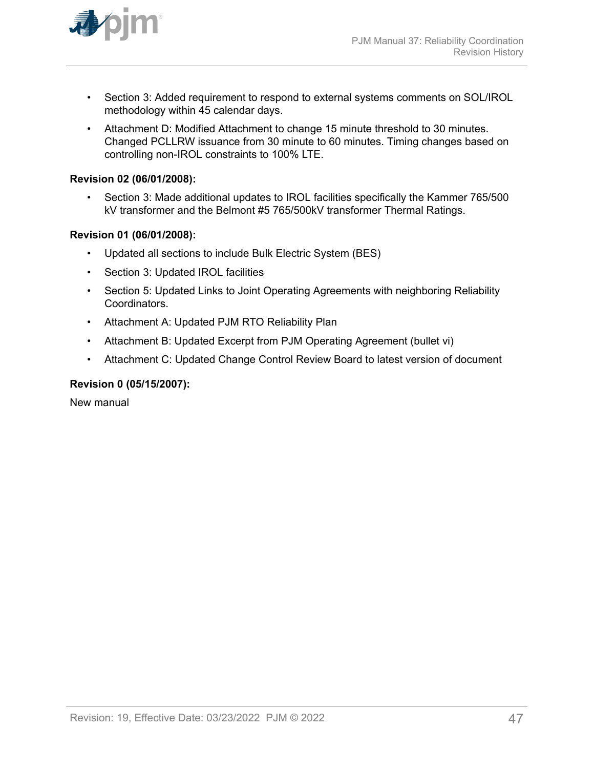- Section 3: Added requirement to respond to external systems comments on SOL/IROL methodology within 45 calendar days.
- Attachment D: Modified Attachment to change 15 minute threshold to 30 minutes. Changed PCLLRW issuance from 30 minute to 60 minutes. Timing changes based on controlling non-IROL constraints to 100% LTE.

**Revision 02 (06/01/2008):**

- Section 3: Made additional updates to IROL facilities specifically the Kammer 765/500 kV transformer and the Belmont #5 765/500kV transformer Thermal Ratings.

**Revision 01 (06/01/2008):**

- Updated all sections to include Bulk Electric System (BES)
- Section 3: Updated IROL facilities
- Section 5: Updated Links to Joint Operating Agreements with neighboring Reliability Coordinators.
- Attachment A: Updated PJM RTO Reliability Plan
- Attachment B: Updated Excerpt from PJM Operating Agreement (bullet vi)
- Attachment C: Updated Change Control Review Board to latest version of document

**Revision 0 (05/15/2007):**

New manual